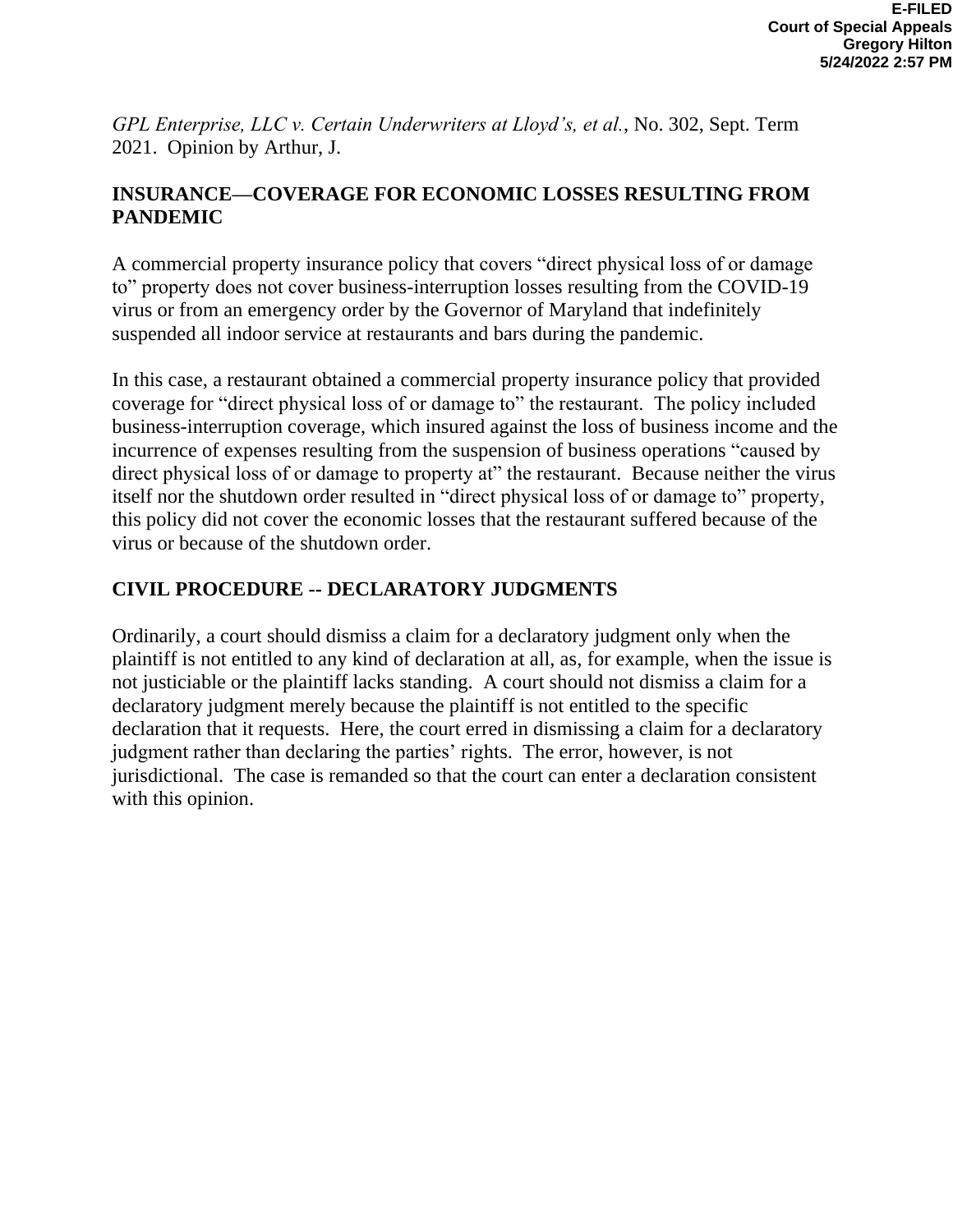E-FILED
Court of Special Appeals
Gregory Hilton
5/24/2022 2:57 PM

*GPL Enterprise, LLC v. Certain Underwriters at Lloyd's, et al.*, No. 302, Sept. Term 2021. Opinion by Arthur, J.

**INSURANCE—COVERAGE FOR ECONOMIC LOSSES RESULTING FROM PANDEMIC**

A commercial property insurance policy that covers "direct physical loss of or damage to" property does not cover business-interruption losses resulting from the COVID-19 virus or from an emergency order by the Governor of Maryland that indefinitely suspended all indoor service at restaurants and bars during the pandemic.

In this case, a restaurant obtained a commercial property insurance policy that provided coverage for "direct physical loss of or damage to" the restaurant. The policy included business-interruption coverage, which insured against the loss of business income and the incurrence of expenses resulting from the suspension of business operations "caused by direct physical loss of or damage to property at" the restaurant. Because neither the virus itself nor the shutdown order resulted in "direct physical loss of or damage to" property, this policy did not cover the economic losses that the restaurant suffered because of the virus or because of the shutdown order.

**CIVIL PROCEDURE -- DECLARATORY JUDGMENTS**

Ordinarily, a court should dismiss a claim for a declaratory judgment only when the plaintiff is not entitled to any kind of declaration at all, as, for example, when the issue is not justiciable or the plaintiff lacks standing. A court should not dismiss a claim for a declaratory judgment merely because the plaintiff is not entitled to the specific declaration that it requests. Here, the court erred in dismissing a claim for a declaratory judgment rather than declaring the parties' rights. The error, however, is not jurisdictional. The case is remanded so that the court can enter a declaration consistent with this opinion.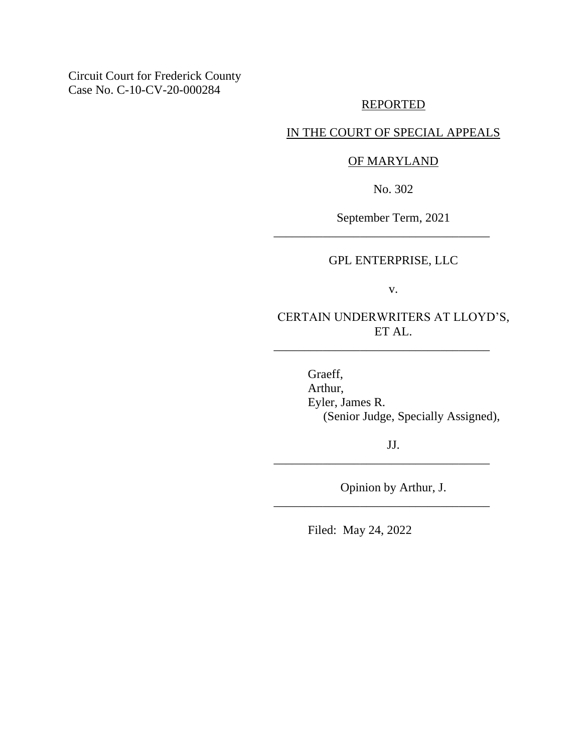Circuit Court for Frederick County
Case No. C-10-CV-20-000284

REPORTED

IN THE COURT OF SPECIAL APPEALS

OF MARYLAND

No. 302

September Term, 2021

---

GPL ENTERPRISE, LLC

v.

CERTAIN UNDERWRITERS AT LLOYD'S, ET AL.

---

Graeff,
Arthur,
Eyler, James R.
(Senior Judge, Specially Assigned),

JJ.

---

Opinion by Arthur, J.

---

Filed: May 24, 2022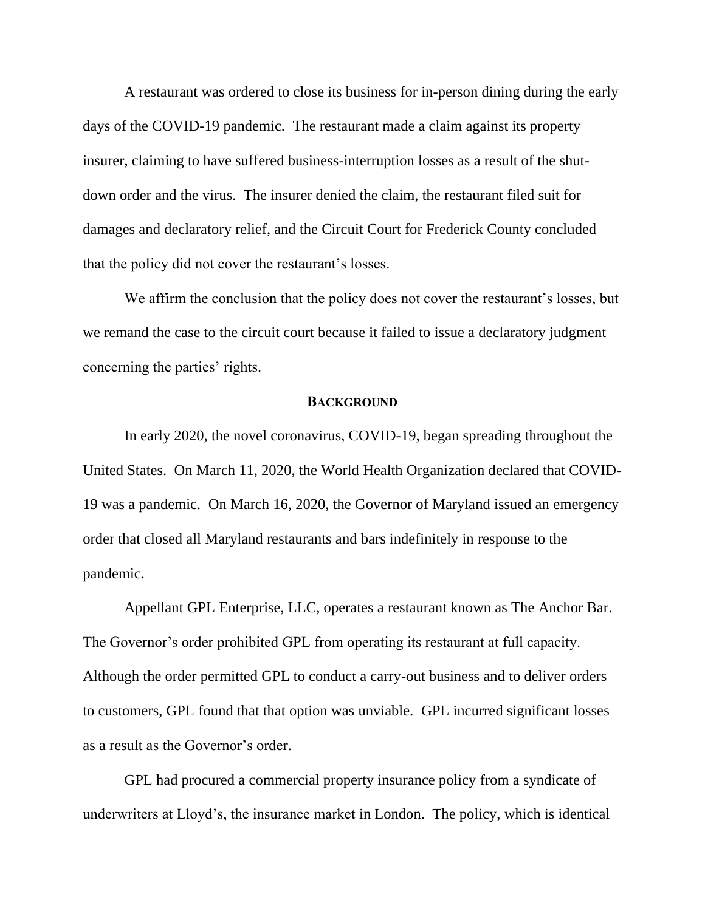A restaurant was ordered to close its business for in-person dining during the early days of the COVID-19 pandemic. The restaurant made a claim against its property insurer, claiming to have suffered business-interruption losses as a result of the shut-down order and the virus. The insurer denied the claim, the restaurant filed suit for damages and declaratory relief, and the Circuit Court for Frederick County concluded that the policy did not cover the restaurant's losses.

We affirm the conclusion that the policy does not cover the restaurant's losses, but we remand the case to the circuit court because it failed to issue a declaratory judgment concerning the parties' rights.

## BACKGROUND

In early 2020, the novel coronavirus, COVID-19, began spreading throughout the United States. On March 11, 2020, the World Health Organization declared that COVID-19 was a pandemic. On March 16, 2020, the Governor of Maryland issued an emergency order that closed all Maryland restaurants and bars indefinitely in response to the pandemic.

Appellant GPL Enterprise, LLC, operates a restaurant known as The Anchor Bar. The Governor's order prohibited GPL from operating its restaurant at full capacity. Although the order permitted GPL to conduct a carry-out business and to deliver orders to customers, GPL found that that option was unviable. GPL incurred significant losses as a result as the Governor's order.

GPL had procured a commercial property insurance policy from a syndicate of underwriters at Lloyd's, the insurance market in London. The policy, which is identical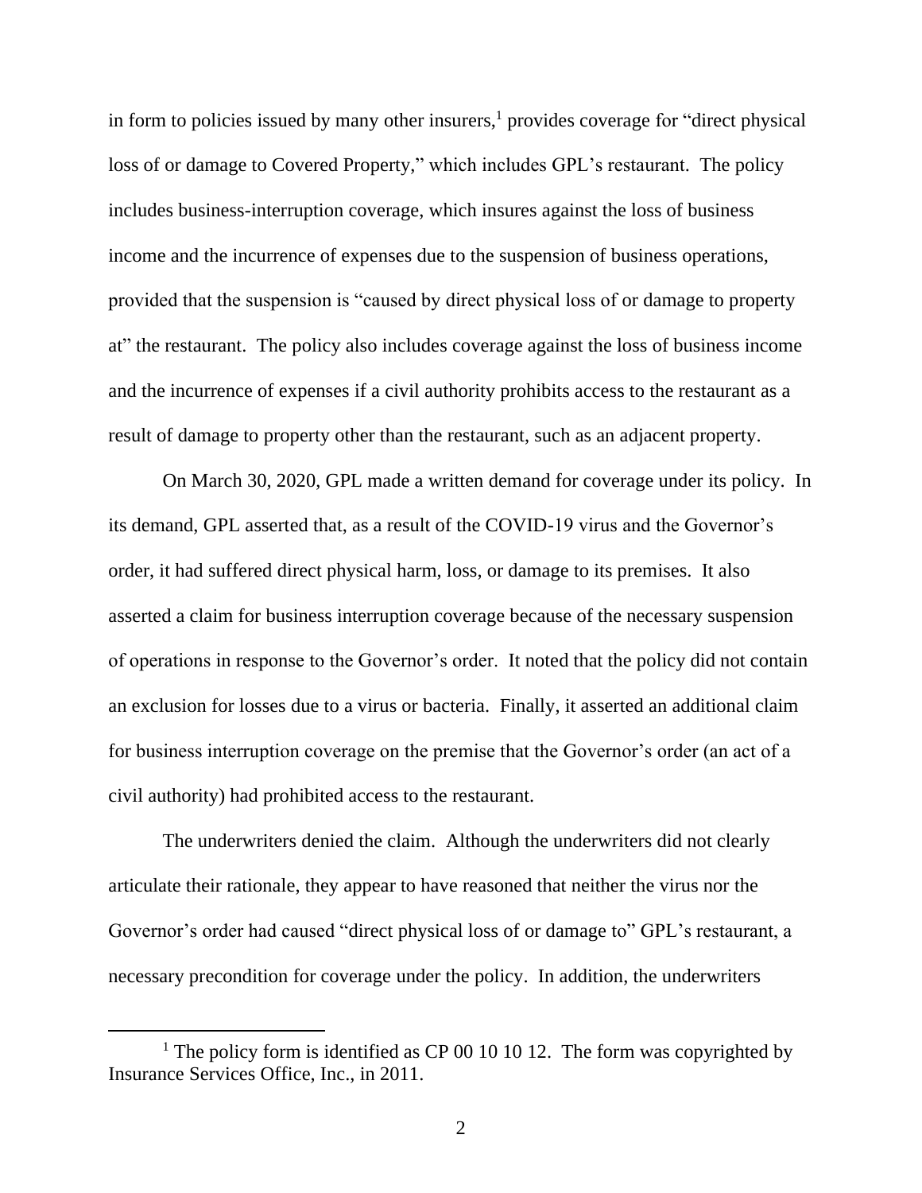in form to policies issued by many other insurers,[1] provides coverage for "direct physical loss of or damage to Covered Property," which includes GPL's restaurant. The policy includes business-interruption coverage, which insures against the loss of business income and the incurrence of expenses due to the suspension of business operations, provided that the suspension is "caused by direct physical loss of or damage to property at" the restaurant. The policy also includes coverage against the loss of business income and the incurrence of expenses if a civil authority prohibits access to the restaurant as a result of damage to property other than the restaurant, such as an adjacent property.

On March 30, 2020, GPL made a written demand for coverage under its policy. In its demand, GPL asserted that, as a result of the COVID-19 virus and the Governor's order, it had suffered direct physical harm, loss, or damage to its premises. It also asserted a claim for business interruption coverage because of the necessary suspension of operations in response to the Governor's order. It noted that the policy did not contain an exclusion for losses due to a virus or bacteria. Finally, it asserted an additional claim for business interruption coverage on the premise that the Governor's order (an act of a civil authority) had prohibited access to the restaurant.

The underwriters denied the claim. Although the underwriters did not clearly articulate their rationale, they appear to have reasoned that neither the virus nor the Governor's order had caused "direct physical loss of or damage to" GPL's restaurant, a necessary precondition for coverage under the policy. In addition, the underwriters

[1] The policy form is identified as CP 00 10 10 12. The form was copyrighted by Insurance Services Office, Inc., in 2011.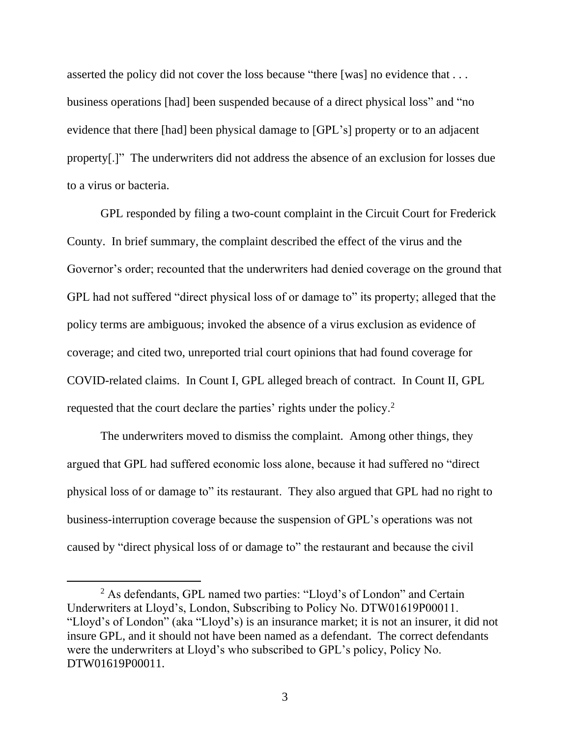asserted the policy did not cover the loss because "there [was] no evidence that . . . business operations [had] been suspended because of a direct physical loss" and "no evidence that there [had] been physical damage to [GPL's] property or to an adjacent property[.]" The underwriters did not address the absence of an exclusion for losses due to a virus or bacteria.

GPL responded by filing a two-count complaint in the Circuit Court for Frederick County. In brief summary, the complaint described the effect of the virus and the Governor's order; recounted that the underwriters had denied coverage on the ground that GPL had not suffered "direct physical loss of or damage to" its property; alleged that the policy terms are ambiguous; invoked the absence of a virus exclusion as evidence of coverage; and cited two, unreported trial court opinions that had found coverage for COVID-related claims. In Count I, GPL alleged breach of contract. In Count II, GPL requested that the court declare the parties' rights under the policy.[2]

The underwriters moved to dismiss the complaint. Among other things, they argued that GPL had suffered economic loss alone, because it had suffered no "direct physical loss of or damage to" its restaurant. They also argued that GPL had no right to business-interruption coverage because the suspension of GPL's operations was not caused by "direct physical loss of or damage to" the restaurant and because the civil

[2] As defendants, GPL named two parties: "Lloyd's of London" and Certain Underwriters at Lloyd's, London, Subscribing to Policy No. DTW01619P00011. "Lloyd's of London" (aka "Lloyd's) is an insurance market; it is not an insurer, it did not insure GPL, and it should not have been named as a defendant. The correct defendants were the underwriters at Lloyd's who subscribed to GPL's policy, Policy No. DTW01619P00011.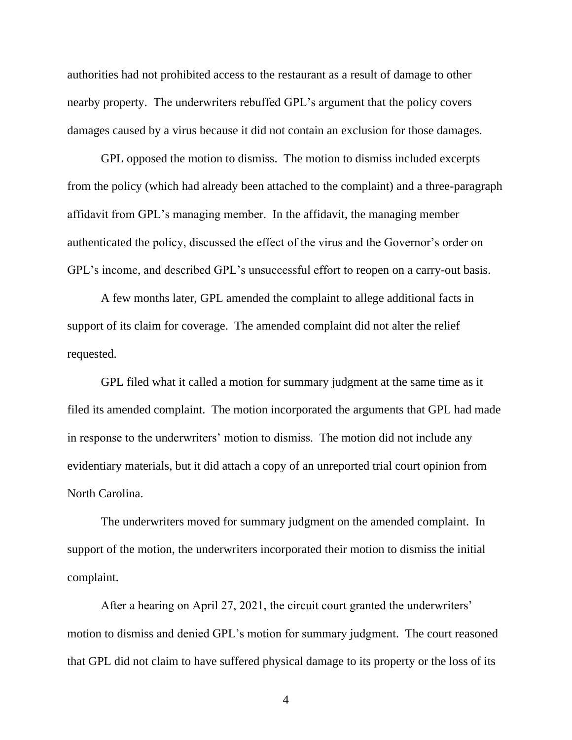authorities had not prohibited access to the restaurant as a result of damage to other nearby property. The underwriters rebuffed GPL's argument that the policy covers damages caused by a virus because it did not contain an exclusion for those damages.

GPL opposed the motion to dismiss. The motion to dismiss included excerpts from the policy (which had already been attached to the complaint) and a three-paragraph affidavit from GPL's managing member. In the affidavit, the managing member authenticated the policy, discussed the effect of the virus and the Governor's order on GPL's income, and described GPL's unsuccessful effort to reopen on a carry-out basis.

A few months later, GPL amended the complaint to allege additional facts in support of its claim for coverage. The amended complaint did not alter the relief requested.

GPL filed what it called a motion for summary judgment at the same time as it filed its amended complaint. The motion incorporated the arguments that GPL had made in response to the underwriters' motion to dismiss. The motion did not include any evidentiary materials, but it did attach a copy of an unreported trial court opinion from North Carolina.

The underwriters moved for summary judgment on the amended complaint. In support of the motion, the underwriters incorporated their motion to dismiss the initial complaint.

After a hearing on April 27, 2021, the circuit court granted the underwriters' motion to dismiss and denied GPL's motion for summary judgment. The court reasoned that GPL did not claim to have suffered physical damage to its property or the loss of its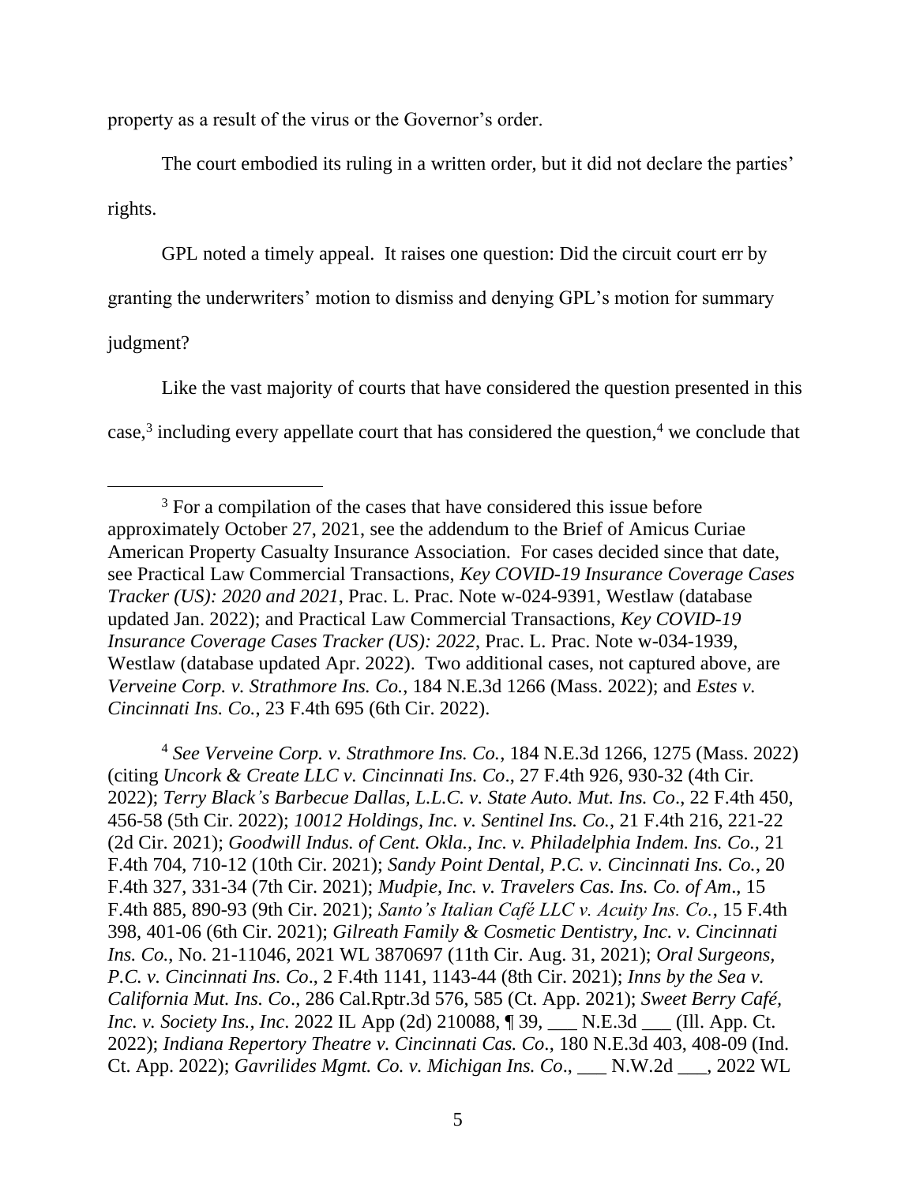property as a result of the virus or the Governor's order.

The court embodied its ruling in a written order, but it did not declare the parties' rights.

GPL noted a timely appeal. It raises one question: Did the circuit court err by granting the underwriters' motion to dismiss and denying GPL's motion for summary judgment?

Like the vast majority of courts that have considered the question presented in this case,[3] including every appellate court that has considered the question,[4] we conclude that

---

[3] For a compilation of the cases that have considered this issue before approximately October 27, 2021, see the addendum to the Brief of Amicus Curiae American Property Casualty Insurance Association. For cases decided since that date, see Practical Law Commercial Transactions, *Key COVID-19 Insurance Coverage Cases Tracker (US): 2020 and 2021*, Prac. L. Prac. Note w-024-9391, Westlaw (database updated Jan. 2022); and Practical Law Commercial Transactions, *Key COVID-19 Insurance Coverage Cases Tracker (US): 2022*, Prac. L. Prac. Note w-034-1939, Westlaw (database updated Apr. 2022). Two additional cases, not captured above, are *Verveine Corp. v. Strathmore Ins. Co.*, 184 N.E.3d 1266 (Mass. 2022); and *Estes v. Cincinnati Ins. Co.*, 23 F.4th 695 (6th Cir. 2022).

[4] *See Verveine Corp. v. Strathmore Ins. Co.*, 184 N.E.3d 1266, 1275 (Mass. 2022) (citing *Uncork & Create LLC v. Cincinnati Ins. Co*., 27 F.4th 926, 930-32 (4th Cir. 2022); *Terry Black's Barbecue Dallas, L.L.C. v. State Auto. Mut. Ins. Co*., 22 F.4th 450, 456-58 (5th Cir. 2022); *10012 Holdings, Inc. v. Sentinel Ins. Co.*, 21 F.4th 216, 221-22 (2d Cir. 2021); *Goodwill Indus. of Cent. Okla., Inc. v. Philadelphia Indem. Ins. Co.,* 21 F.4th 704, 710-12 (10th Cir. 2021); *Sandy Point Dental, P.C. v. Cincinnati Ins. Co.*, 20 F.4th 327, 331-34 (7th Cir. 2021); *Mudpie, Inc. v. Travelers Cas. Ins. Co. of Am*., 15 F.4th 885, 890-93 (9th Cir. 2021); *Santo's Italian Café LLC v. Acuity Ins. Co.*, 15 F.4th 398, 401-06 (6th Cir. 2021); *Gilreath Family & Cosmetic Dentistry, Inc. v. Cincinnati Ins. Co.*, No. 21-11046, 2021 WL 3870697 (11th Cir. Aug. 31, 2021); *Oral Surgeons, P.C. v. Cincinnati Ins. Co*., 2 F.4th 1141, 1143-44 (8th Cir. 2021); *Inns by the Sea v. California Mut. Ins. Co*., 286 Cal.Rptr.3d 576, 585 (Ct. App. 2021); *Sweet Berry Café, Inc. v. Society Ins., Inc.* 2022 IL App (2d) 210088, ¶ 39, ___ N.E.3d ___ (Ill. App. Ct. 2022); *Indiana Repertory Theatre v. Cincinnati Cas. Co.*, 180 N.E.3d 403, 408-09 (Ind. Ct. App. 2022); *Gavrilides Mgmt. Co. v. Michigan Ins. Co*., ___ N.W.2d ___, 2022 WL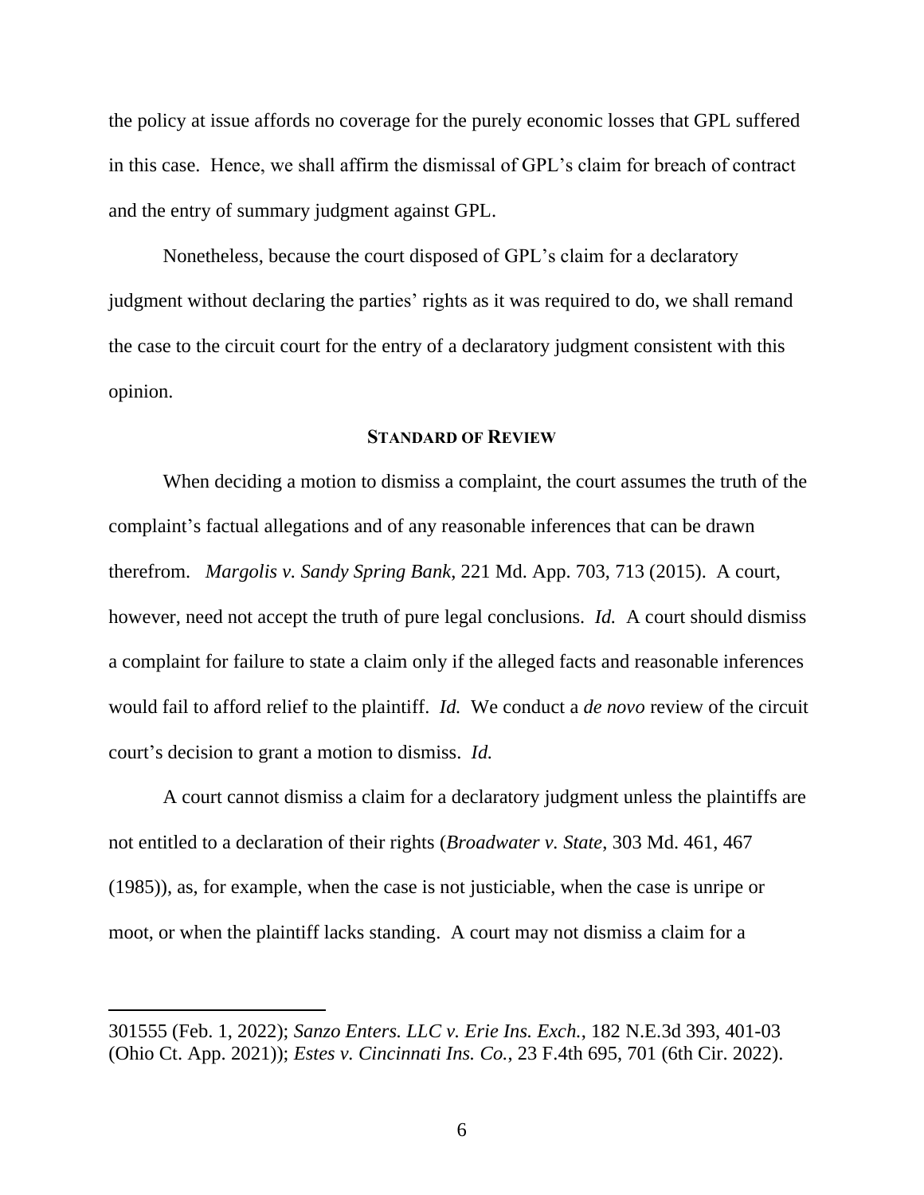the policy at issue affords no coverage for the purely economic losses that GPL suffered in this case. Hence, we shall affirm the dismissal of GPL's claim for breach of contract and the entry of summary judgment against GPL.

Nonetheless, because the court disposed of GPL's claim for a declaratory judgment without declaring the parties' rights as it was required to do, we shall remand the case to the circuit court for the entry of a declaratory judgment consistent with this opinion.

## STANDARD OF REVIEW

When deciding a motion to dismiss a complaint, the court assumes the truth of the complaint's factual allegations and of any reasonable inferences that can be drawn therefrom. *Margolis v. Sandy Spring Bank*, 221 Md. App. 703, 713 (2015). A court, however, need not accept the truth of pure legal conclusions. *Id.* A court should dismiss a complaint for failure to state a claim only if the alleged facts and reasonable inferences would fail to afford relief to the plaintiff. *Id.* We conduct a *de novo* review of the circuit court's decision to grant a motion to dismiss. *Id.*

A court cannot dismiss a claim for a declaratory judgment unless the plaintiffs are not entitled to a declaration of their rights (*Broadwater v. State*, 303 Md. 461, 467 (1985)), as, for example, when the case is not justiciable, when the case is unripe or moot, or when the plaintiff lacks standing. A court may not dismiss a claim for a

---

301555 (Feb. 1, 2022); *Sanzo Enters. LLC v. Erie Ins. Exch.*, 182 N.E.3d 393, 401-03 (Ohio Ct. App. 2021)); *Estes v. Cincinnati Ins. Co.*, 23 F.4th 695, 701 (6th Cir. 2022).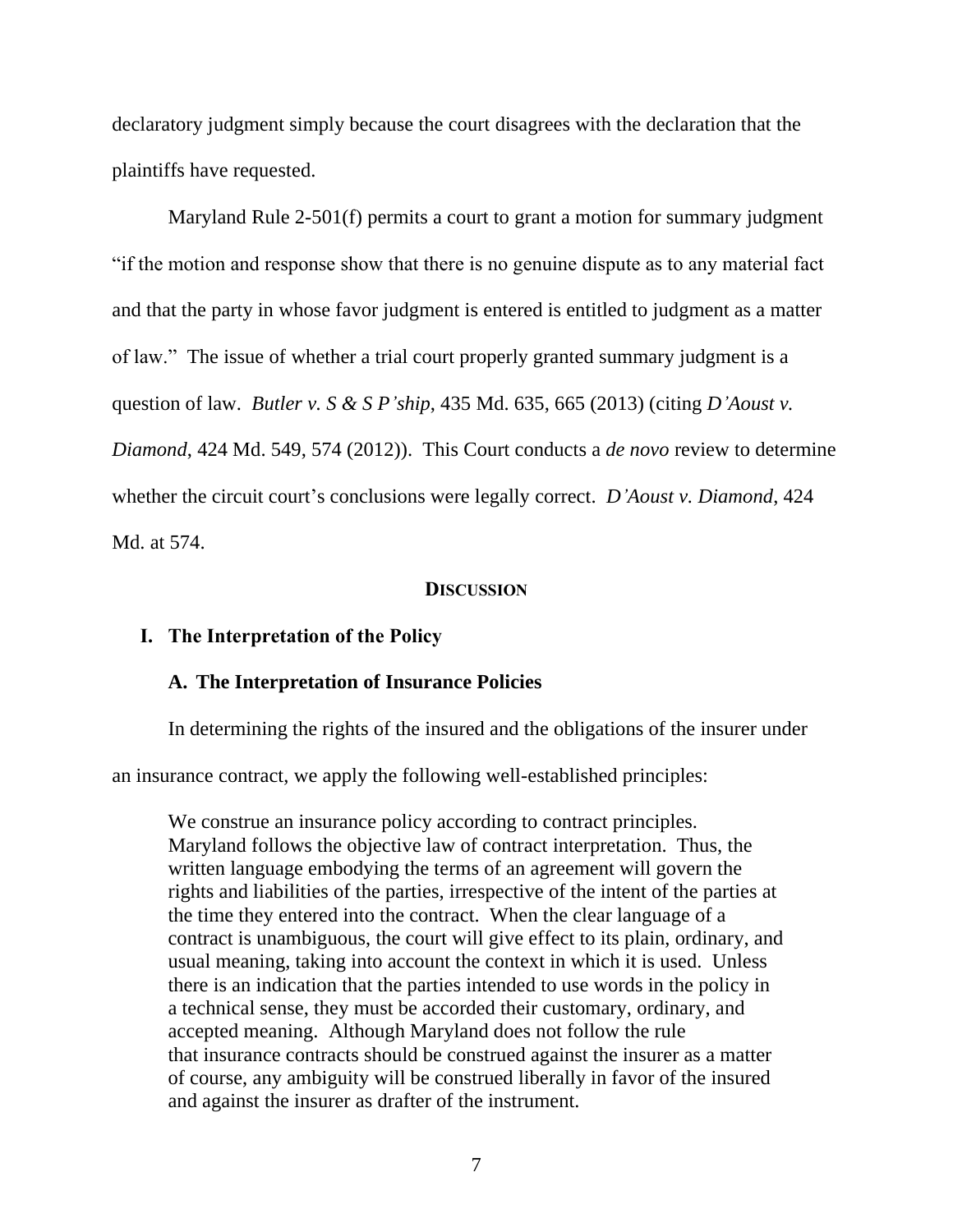declaratory judgment simply because the court disagrees with the declaration that the plaintiffs have requested.

Maryland Rule 2-501(f) permits a court to grant a motion for summary judgment "if the motion and response show that there is no genuine dispute as to any material fact and that the party in whose favor judgment is entered is entitled to judgment as a matter of law." The issue of whether a trial court properly granted summary judgment is a question of law. *Butler v. S & S P'ship*, 435 Md. 635, 665 (2013) (citing *D'Aoust v. Diamond*, 424 Md. 549, 574 (2012)). This Court conducts a *de novo* review to determine whether the circuit court's conclusions were legally correct. *D'Aoust v. Diamond*, 424 Md. at 574.

## DISCUSSION

### I. The Interpretation of the Policy

#### A. The Interpretation of Insurance Policies

In determining the rights of the insured and the obligations of the insurer under an insurance contract, we apply the following well-established principles:

> We construe an insurance policy according to contract principles. Maryland follows the objective law of contract interpretation. Thus, the written language embodying the terms of an agreement will govern the rights and liabilities of the parties, irrespective of the intent of the parties at the time they entered into the contract. When the clear language of a contract is unambiguous, the court will give effect to its plain, ordinary, and usual meaning, taking into account the context in which it is used. Unless there is an indication that the parties intended to use words in the policy in a technical sense, they must be accorded their customary, ordinary, and accepted meaning. Although Maryland does not follow the rule that insurance contracts should be construed against the insurer as a matter of course, any ambiguity will be construed liberally in favor of the insured and against the insurer as drafter of the instrument.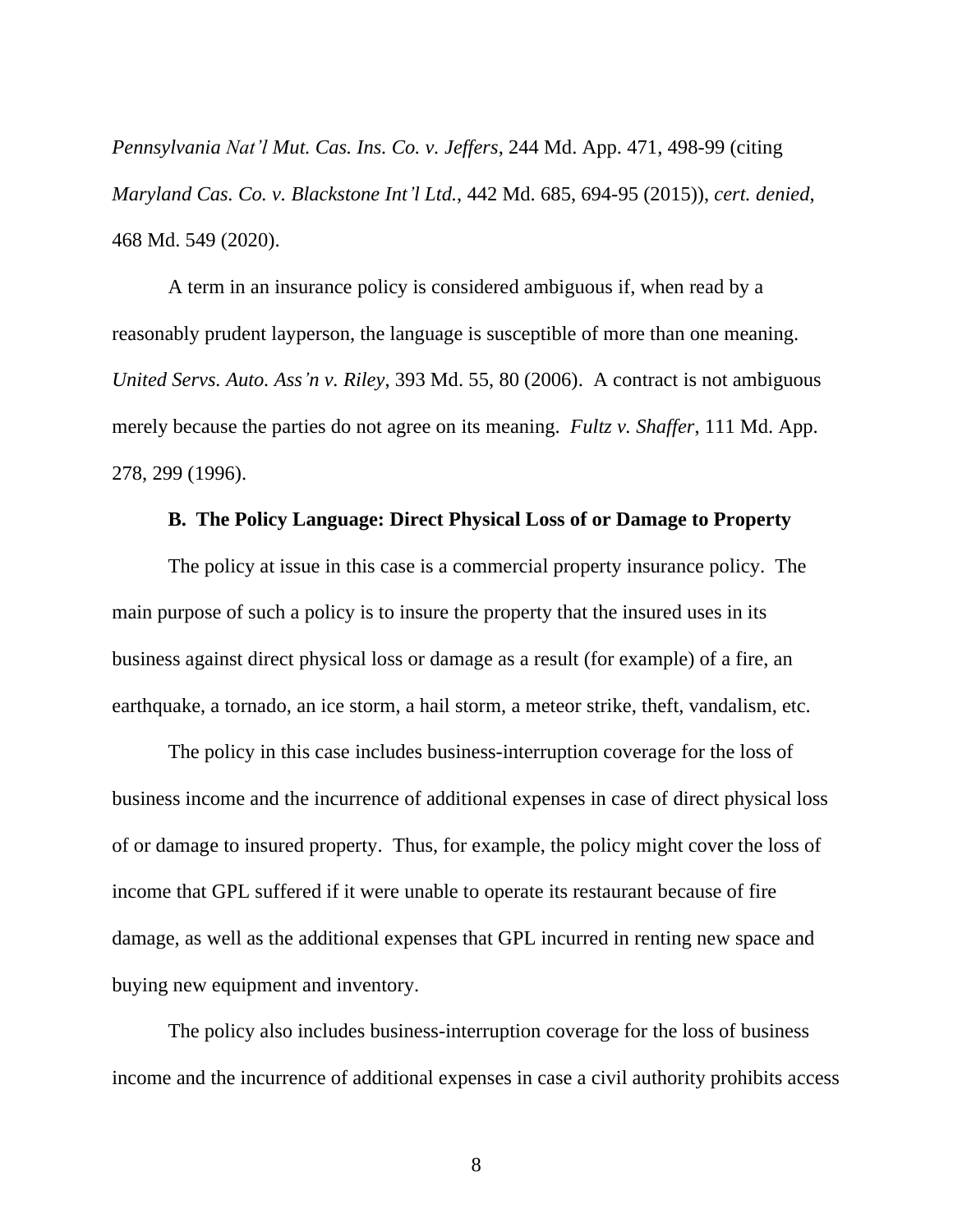*Pennsylvania Nat'l Mut. Cas. Ins. Co. v. Jeffers*, 244 Md. App. 471, 498-99 (citing *Maryland Cas. Co. v. Blackstone Int'l Ltd.*, 442 Md. 685, 694-95 (2015)), *cert. denied*, 468 Md. 549 (2020).

A term in an insurance policy is considered ambiguous if, when read by a reasonably prudent layperson, the language is susceptible of more than one meaning. *United Servs. Auto. Ass'n v. Riley*, 393 Md. 55, 80 (2006). A contract is not ambiguous merely because the parties do not agree on its meaning. *Fultz v. Shaffer*, 111 Md. App. 278, 299 (1996).

### B. The Policy Language: Direct Physical Loss of or Damage to Property

The policy at issue in this case is a commercial property insurance policy. The main purpose of such a policy is to insure the property that the insured uses in its business against direct physical loss or damage as a result (for example) of a fire, an earthquake, a tornado, an ice storm, a hail storm, a meteor strike, theft, vandalism, etc.

The policy in this case includes business-interruption coverage for the loss of business income and the incurrence of additional expenses in case of direct physical loss of or damage to insured property. Thus, for example, the policy might cover the loss of income that GPL suffered if it were unable to operate its restaurant because of fire damage, as well as the additional expenses that GPL incurred in renting new space and buying new equipment and inventory.

The policy also includes business-interruption coverage for the loss of business income and the incurrence of additional expenses in case a civil authority prohibits access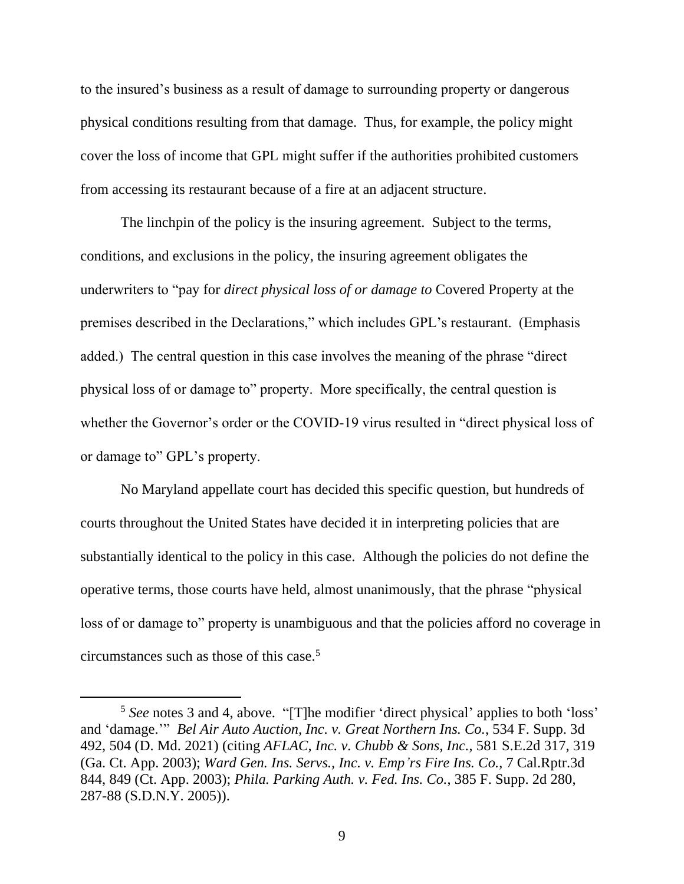to the insured's business as a result of damage to surrounding property or dangerous physical conditions resulting from that damage. Thus, for example, the policy might cover the loss of income that GPL might suffer if the authorities prohibited customers from accessing its restaurant because of a fire at an adjacent structure.

The linchpin of the policy is the insuring agreement. Subject to the terms, conditions, and exclusions in the policy, the insuring agreement obligates the underwriters to "pay for *direct physical loss of or damage to* Covered Property at the premises described in the Declarations," which includes GPL's restaurant. (Emphasis added.) The central question in this case involves the meaning of the phrase "direct physical loss of or damage to" property. More specifically, the central question is whether the Governor's order or the COVID-19 virus resulted in "direct physical loss of or damage to" GPL's property.

No Maryland appellate court has decided this specific question, but hundreds of courts throughout the United States have decided it in interpreting policies that are substantially identical to the policy in this case. Although the policies do not define the operative terms, those courts have held, almost unanimously, that the phrase "physical loss of or damage to" property is unambiguous and that the policies afford no coverage in circumstances such as those of this case.[5]

---

[5] *See* notes 3 and 4, above. "[T]he modifier 'direct physical' applies to both 'loss' and 'damage.'" *Bel Air Auto Auction, Inc. v. Great Northern Ins. Co.*, 534 F. Supp. 3d 492, 504 (D. Md. 2021) (citing *AFLAC, Inc. v. Chubb & Sons, Inc.*, 581 S.E.2d 317, 319 (Ga. Ct. App. 2003); *Ward Gen. Ins. Servs., Inc. v. Emp'rs Fire Ins. Co.*, 7 Cal.Rptr.3d 844, 849 (Ct. App. 2003); *Phila. Parking Auth. v. Fed. Ins. Co.*, 385 F. Supp. 2d 280, 287-88 (S.D.N.Y. 2005)).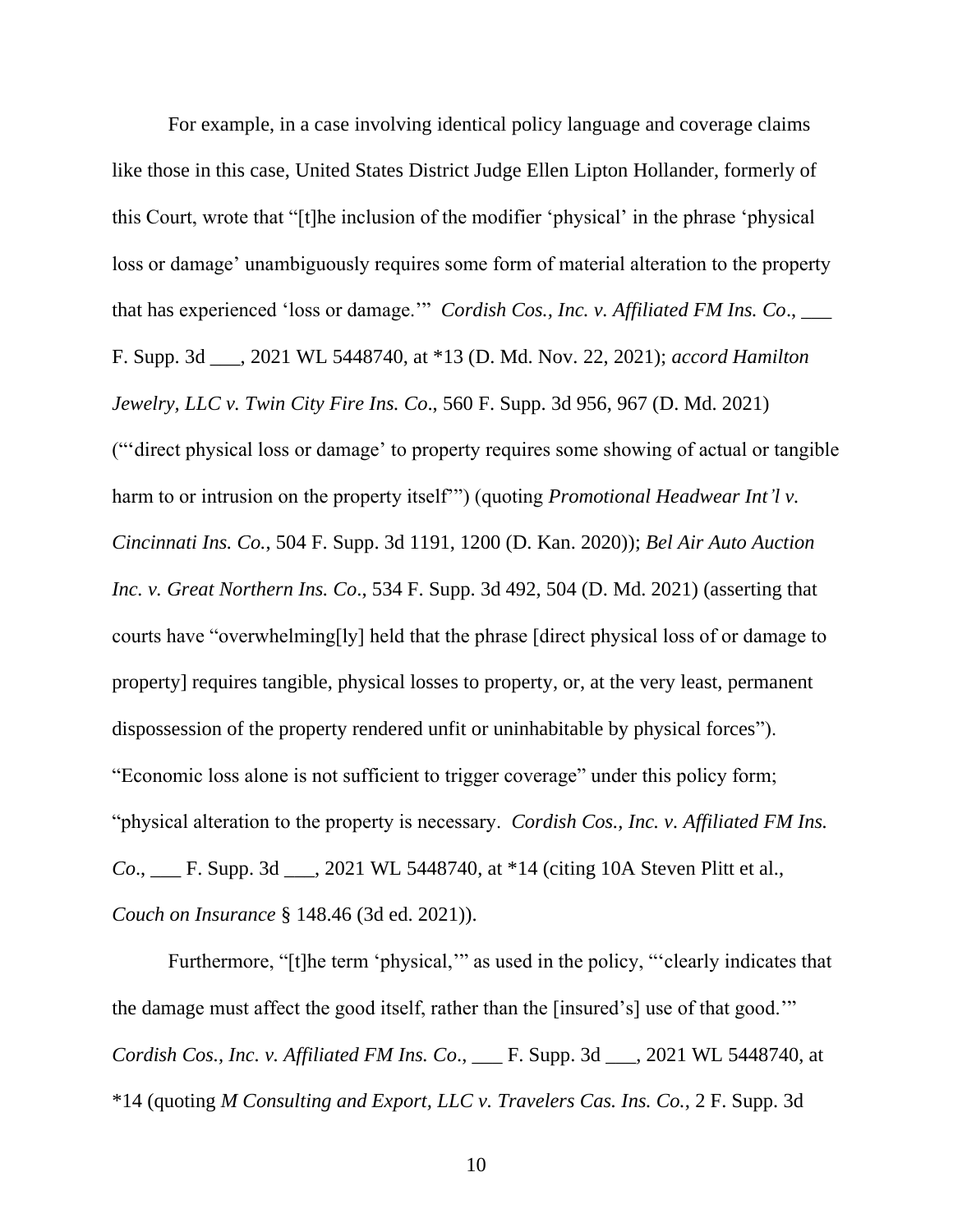For example, in a case involving identical policy language and coverage claims like those in this case, United States District Judge Ellen Lipton Hollander, formerly of this Court, wrote that "[t]he inclusion of the modifier 'physical' in the phrase 'physical loss or damage' unambiguously requires some form of material alteration to the property that has experienced 'loss or damage.'" *Cordish Cos., Inc. v. Affiliated FM Ins. Co*., ___ F. Supp. 3d ___, 2021 WL 5448740, at *13 (D. Md. Nov. 22, 2021); *accord Hamilton Jewelry, LLC v. Twin City Fire Ins. Co*., 560 F. Supp. 3d 956, 967 (D. Md. 2021) ("'direct physical loss or damage' to property requires some showing of actual or tangible harm to or intrusion on the property itself'") (quoting *Promotional Headwear Int'l v. Cincinnati Ins. Co.*, 504 F. Supp. 3d 1191, 1200 (D. Kan. 2020)); *Bel Air Auto Auction Inc. v. Great Northern Ins. Co*., 534 F. Supp. 3d 492, 504 (D. Md. 2021) (asserting that courts have "overwhelming[ly] held that the phrase [direct physical loss of or damage to property] requires tangible, physical losses to property, or, at the very least, permanent dispossession of the property rendered unfit or uninhabitable by physical forces"). "Economic loss alone is not sufficient to trigger coverage" under this policy form; "physical alteration to the property is necessary. *Cordish Cos., Inc. v. Affiliated FM Ins. Co*., ___ F. Supp. 3d ___, 2021 WL 5448740, at *14 (citing 10A Steven Plitt et al., *Couch on Insurance* § 148.46 (3d ed. 2021)).

Furthermore, "[t]he term 'physical,'" as used in the policy, "'clearly indicates that the damage must affect the good itself, rather than the [insured's] use of that good.'" *Cordish Cos., Inc. v. Affiliated FM Ins. Co*., ___ F. Supp. 3d ___, 2021 WL 5448740, at *14 (quoting *M Consulting and Export, LLC v. Travelers Cas. Ins. Co.*, 2 F. Supp. 3d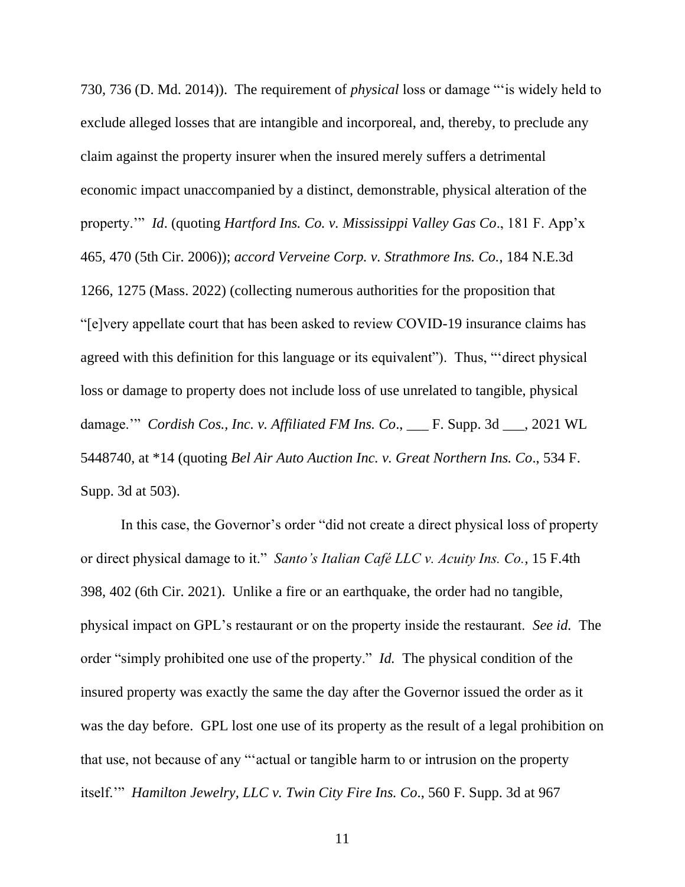730, 736 (D. Md. 2014)). The requirement of *physical* loss or damage "'is widely held to exclude alleged losses that are intangible and incorporeal, and, thereby, to preclude any claim against the property insurer when the insured merely suffers a detrimental economic impact unaccompanied by a distinct, demonstrable, physical alteration of the property.'" *Id*. (quoting *Hartford Ins. Co. v. Mississippi Valley Gas Co*., 181 F. App'x 465, 470 (5th Cir. 2006)); *accord Verveine Corp. v. Strathmore Ins. Co.*, 184 N.E.3d 1266, 1275 (Mass. 2022) (collecting numerous authorities for the proposition that "[e]very appellate court that has been asked to review COVID-19 insurance claims has agreed with this definition for this language or its equivalent"). Thus, "'direct physical loss or damage to property does not include loss of use unrelated to tangible, physical damage.'" *Cordish Cos., Inc. v. Affiliated FM Ins. Co*., ___ F. Supp. 3d ___, 2021 WL 5448740, at *14 (quoting *Bel Air Auto Auction Inc. v. Great Northern Ins. Co*., 534 F. Supp. 3d at 503).

In this case, the Governor's order "did not create a direct physical loss of property or direct physical damage to it." *Santo's Italian Café LLC v. Acuity Ins. Co.*, 15 F.4th 398, 402 (6th Cir. 2021). Unlike a fire or an earthquake, the order had no tangible, physical impact on GPL's restaurant or on the property inside the restaurant. *See id.* The order "simply prohibited one use of the property." *Id.* The physical condition of the insured property was exactly the same the day after the Governor issued the order as it was the day before. GPL lost one use of its property as the result of a legal prohibition on that use, not because of any "'actual or tangible harm to or intrusion on the property itself.'" *Hamilton Jewelry, LLC v. Twin City Fire Ins. Co*., 560 F. Supp. 3d at 967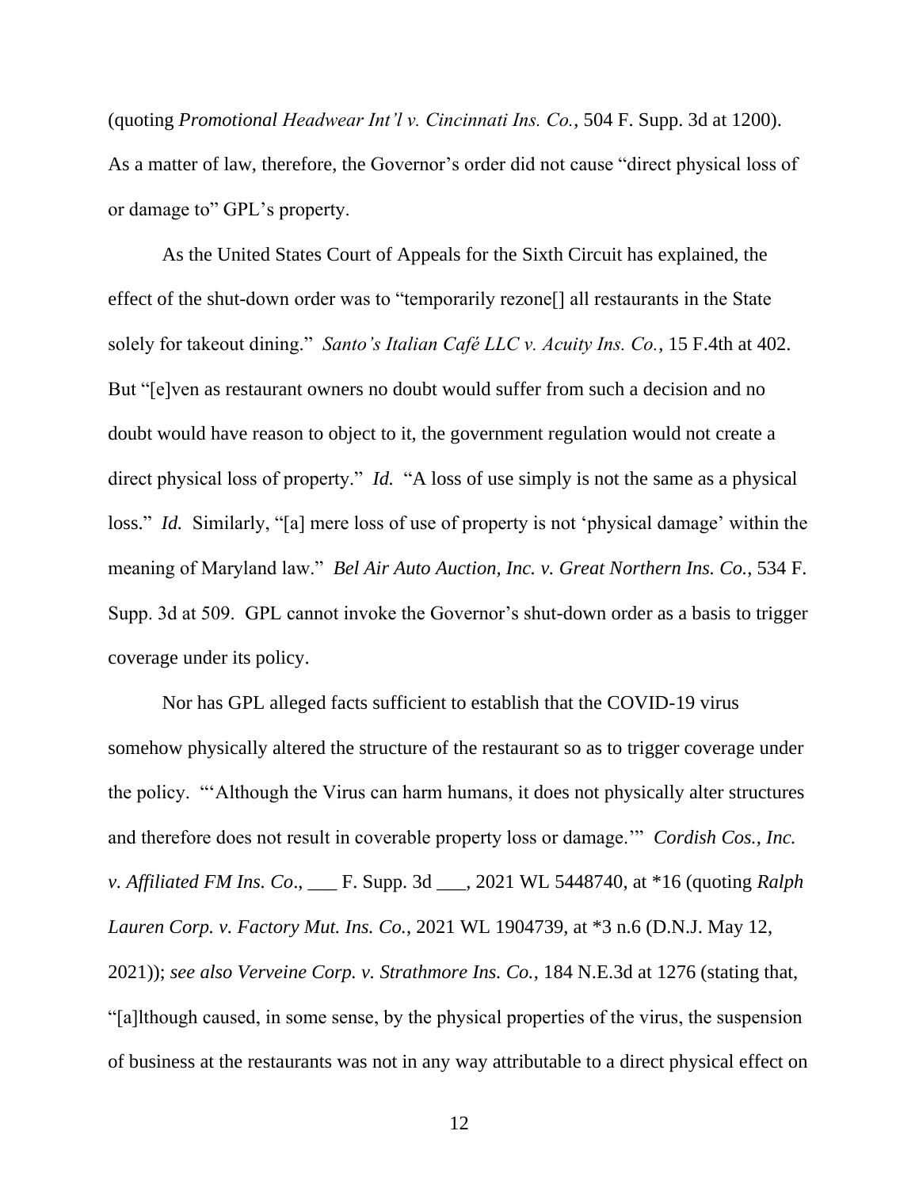(quoting *Promotional Headwear Int'l v. Cincinnati Ins. Co.*, 504 F. Supp. 3d at 1200). As a matter of law, therefore, the Governor's order did not cause "direct physical loss of or damage to" GPL's property.

As the United States Court of Appeals for the Sixth Circuit has explained, the effect of the shut-down order was to "temporarily rezone[] all restaurants in the State solely for takeout dining." *Santo's Italian Café LLC v. Acuity Ins. Co.*, 15 F.4th at 402. But "[e]ven as restaurant owners no doubt would suffer from such a decision and no doubt would have reason to object to it, the government regulation would not create a direct physical loss of property." *Id.* "A loss of use simply is not the same as a physical loss." *Id.* Similarly, "[a] mere loss of use of property is not 'physical damage' within the meaning of Maryland law." *Bel Air Auto Auction, Inc. v. Great Northern Ins. Co.*, 534 F. Supp. 3d at 509. GPL cannot invoke the Governor's shut-down order as a basis to trigger coverage under its policy.

Nor has GPL alleged facts sufficient to establish that the COVID-19 virus somehow physically altered the structure of the restaurant so as to trigger coverage under the policy. "'Although the Virus can harm humans, it does not physically alter structures and therefore does not result in coverable property loss or damage.'" *Cordish Cos., Inc. v. Affiliated FM Ins. Co*., ___ F. Supp. 3d ___, 2021 WL 5448740, at *16 (quoting *Ralph Lauren Corp. v. Factory Mut. Ins. Co.*, 2021 WL 1904739, at *3 n.6 (D.N.J. May 12, 2021)); *see also Verveine Corp. v. Strathmore Ins. Co.*, 184 N.E.3d at 1276 (stating that, "[a]lthough caused, in some sense, by the physical properties of the virus, the suspension of business at the restaurants was not in any way attributable to a direct physical effect on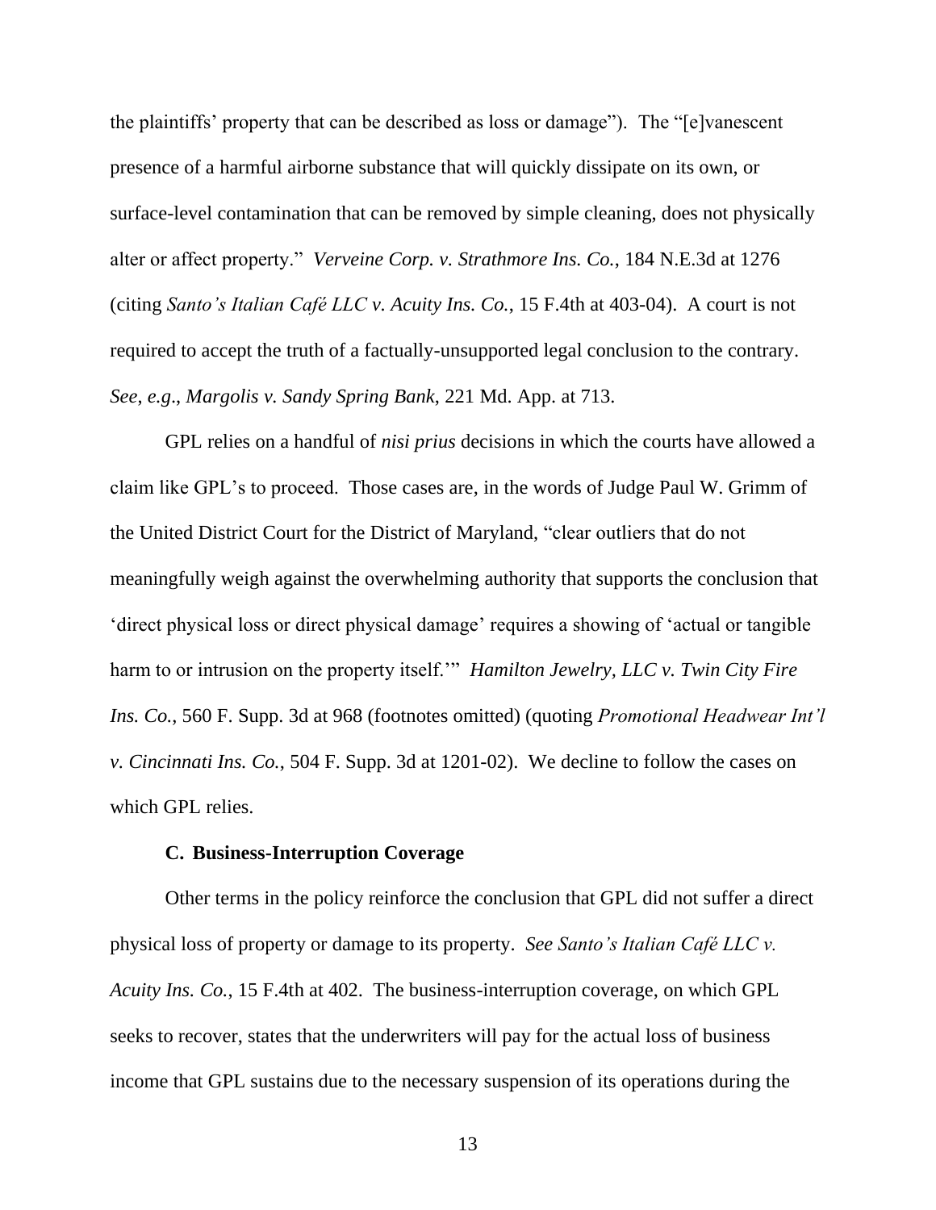the plaintiffs' property that can be described as loss or damage"). The "[e]vanescent presence of a harmful airborne substance that will quickly dissipate on its own, or surface-level contamination that can be removed by simple cleaning, does not physically alter or affect property." *Verveine Corp. v. Strathmore Ins. Co.*, 184 N.E.3d at 1276 (citing *Santo's Italian Café LLC v. Acuity Ins. Co.*, 15 F.4th at 403-04). A court is not required to accept the truth of a factually-unsupported legal conclusion to the contrary. *See*, *e.g*., *Margolis v. Sandy Spring Bank*, 221 Md. App. at 713.

GPL relies on a handful of *nisi prius* decisions in which the courts have allowed a claim like GPL's to proceed. Those cases are, in the words of Judge Paul W. Grimm of the United District Court for the District of Maryland, "clear outliers that do not meaningfully weigh against the overwhelming authority that supports the conclusion that 'direct physical loss or direct physical damage' requires a showing of 'actual or tangible harm to or intrusion on the property itself.'" *Hamilton Jewelry, LLC v. Twin City Fire Ins. Co.*, 560 F. Supp. 3d at 968 (footnotes omitted) (quoting *Promotional Headwear Int'l v. Cincinnati Ins. Co.*, 504 F. Supp. 3d at 1201-02). We decline to follow the cases on which GPL relies.

### C. Business-Interruption Coverage

Other terms in the policy reinforce the conclusion that GPL did not suffer a direct physical loss of property or damage to its property. *See Santo's Italian Café LLC v. Acuity Ins. Co.*, 15 F.4th at 402. The business-interruption coverage, on which GPL seeks to recover, states that the underwriters will pay for the actual loss of business income that GPL sustains due to the necessary suspension of its operations during the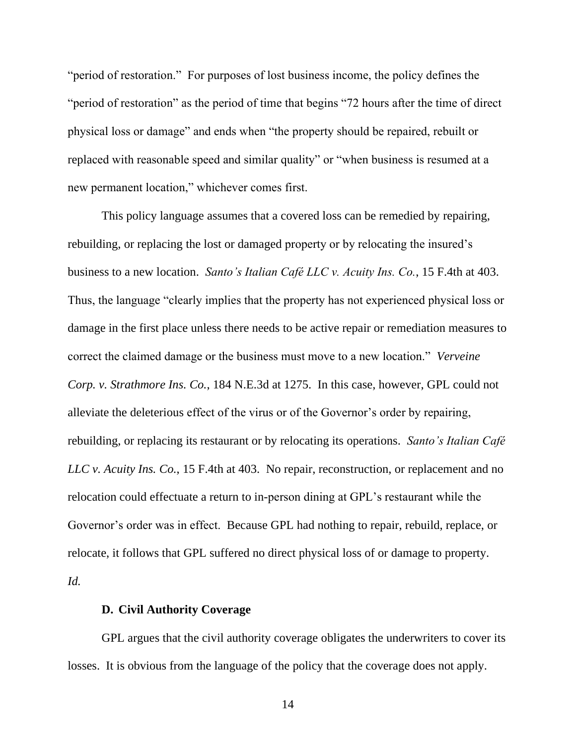"period of restoration." For purposes of lost business income, the policy defines the "period of restoration" as the period of time that begins "72 hours after the time of direct physical loss or damage" and ends when "the property should be repaired, rebuilt or replaced with reasonable speed and similar quality" or "when business is resumed at a new permanent location," whichever comes first.

This policy language assumes that a covered loss can be remedied by repairing, rebuilding, or replacing the lost or damaged property or by relocating the insured's business to a new location. *Santo's Italian Café LLC v. Acuity Ins. Co.*, 15 F.4th at 403. Thus, the language "clearly implies that the property has not experienced physical loss or damage in the first place unless there needs to be active repair or remediation measures to correct the claimed damage or the business must move to a new location." *Verveine Corp. v. Strathmore Ins. Co.*, 184 N.E.3d at 1275. In this case, however, GPL could not alleviate the deleterious effect of the virus or of the Governor's order by repairing, rebuilding, or replacing its restaurant or by relocating its operations. *Santo's Italian Café LLC v. Acuity Ins. Co.*, 15 F.4th at 403. No repair, reconstruction, or replacement and no relocation could effectuate a return to in-person dining at GPL's restaurant while the Governor's order was in effect. Because GPL had nothing to repair, rebuild, replace, or relocate, it follows that GPL suffered no direct physical loss of or damage to property. *Id.*

### D. Civil Authority Coverage

GPL argues that the civil authority coverage obligates the underwriters to cover its losses. It is obvious from the language of the policy that the coverage does not apply.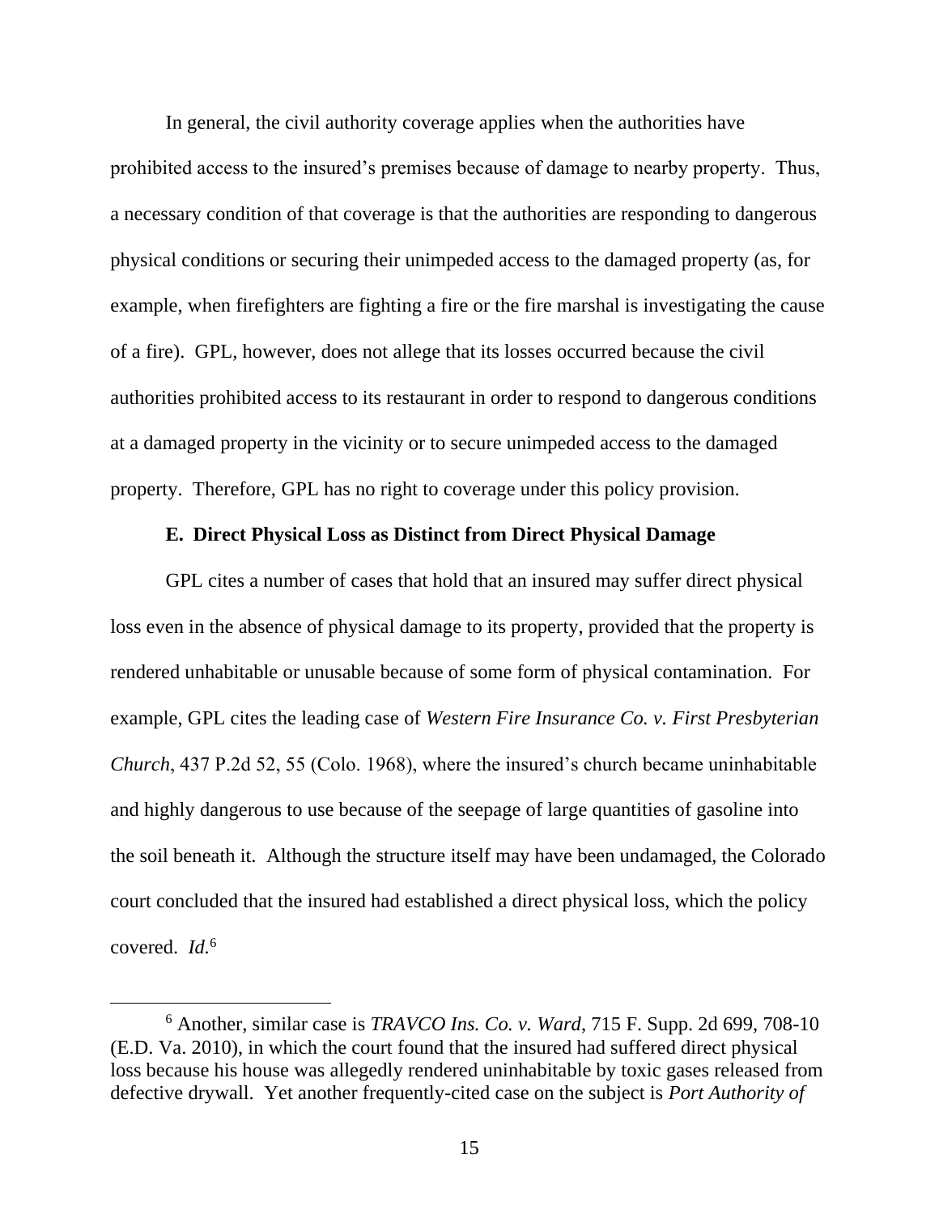In general, the civil authority coverage applies when the authorities have prohibited access to the insured's premises because of damage to nearby property. Thus, a necessary condition of that coverage is that the authorities are responding to dangerous physical conditions or securing their unimpeded access to the damaged property (as, for example, when firefighters are fighting a fire or the fire marshal is investigating the cause of a fire). GPL, however, does not allege that its losses occurred because the civil authorities prohibited access to its restaurant in order to respond to dangerous conditions at a damaged property in the vicinity or to secure unimpeded access to the damaged property. Therefore, GPL has no right to coverage under this policy provision.

**E. Direct Physical Loss as Distinct from Direct Physical Damage**

GPL cites a number of cases that hold that an insured may suffer direct physical loss even in the absence of physical damage to its property, provided that the property is rendered unhabitable or unusable because of some form of physical contamination. For example, GPL cites the leading case of *Western Fire Insurance Co. v. First Presbyterian Church*, 437 P.2d 52, 55 (Colo. 1968), where the insured's church became uninhabitable and highly dangerous to use because of the seepage of large quantities of gasoline into the soil beneath it. Although the structure itself may have been undamaged, the Colorado court concluded that the insured had established a direct physical loss, which the policy covered. *Id.*[6]

[6] Another, similar case is *TRAVCO Ins. Co. v. Ward*, 715 F. Supp. 2d 699, 708-10 (E.D. Va. 2010), in which the court found that the insured had suffered direct physical loss because his house was allegedly rendered uninhabitable by toxic gases released from defective drywall. Yet another frequently-cited case on the subject is *Port Authority of*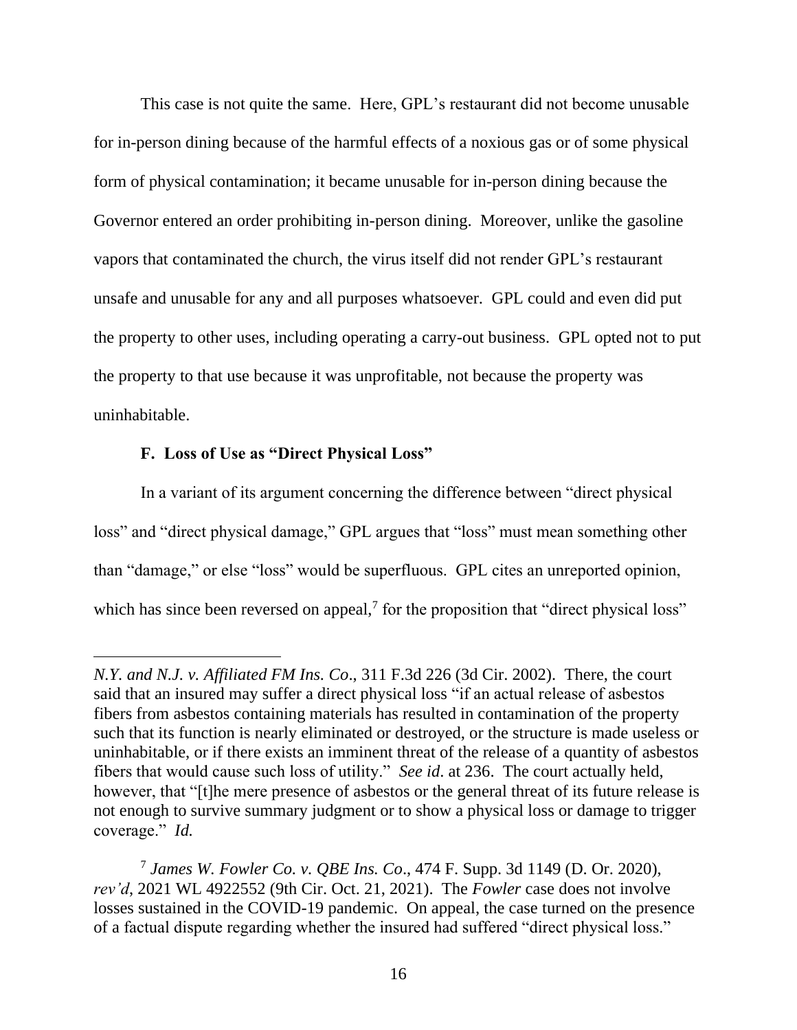This case is not quite the same. Here, GPL's restaurant did not become unusable for in-person dining because of the harmful effects of a noxious gas or of some physical form of physical contamination; it became unusable for in-person dining because the Governor entered an order prohibiting in-person dining. Moreover, unlike the gasoline vapors that contaminated the church, the virus itself did not render GPL's restaurant unsafe and unusable for any and all purposes whatsoever. GPL could and even did put the property to other uses, including operating a carry-out business. GPL opted not to put the property to that use because it was unprofitable, not because the property was uninhabitable.

### F. Loss of Use as "Direct Physical Loss"

In a variant of its argument concerning the difference between "direct physical loss" and "direct physical damage," GPL argues that "loss" must mean something other than "damage," or else "loss" would be superfluous. GPL cites an unreported opinion, which has since been reversed on appeal,[7] for the proposition that "direct physical loss"

---

*N.Y. and N.J. v. Affiliated FM Ins. Co*., 311 F.3d 226 (3d Cir. 2002). There, the court said that an insured may suffer a direct physical loss "if an actual release of asbestos fibers from asbestos containing materials has resulted in contamination of the property such that its function is nearly eliminated or destroyed, or the structure is made useless or uninhabitable, or if there exists an imminent threat of the release of a quantity of asbestos fibers that would cause such loss of utility." *See id*. at 236. The court actually held, however, that "[t]he mere presence of asbestos or the general threat of its future release is not enough to survive summary judgment or to show a physical loss or damage to trigger coverage." *Id.*

[7] *James W. Fowler Co. v. QBE Ins. Co*., 474 F. Supp. 3d 1149 (D. Or. 2020), *rev'd*, 2021 WL 4922552 (9th Cir. Oct. 21, 2021). The *Fowler* case does not involve losses sustained in the COVID-19 pandemic. On appeal, the case turned on the presence of a factual dispute regarding whether the insured had suffered "direct physical loss."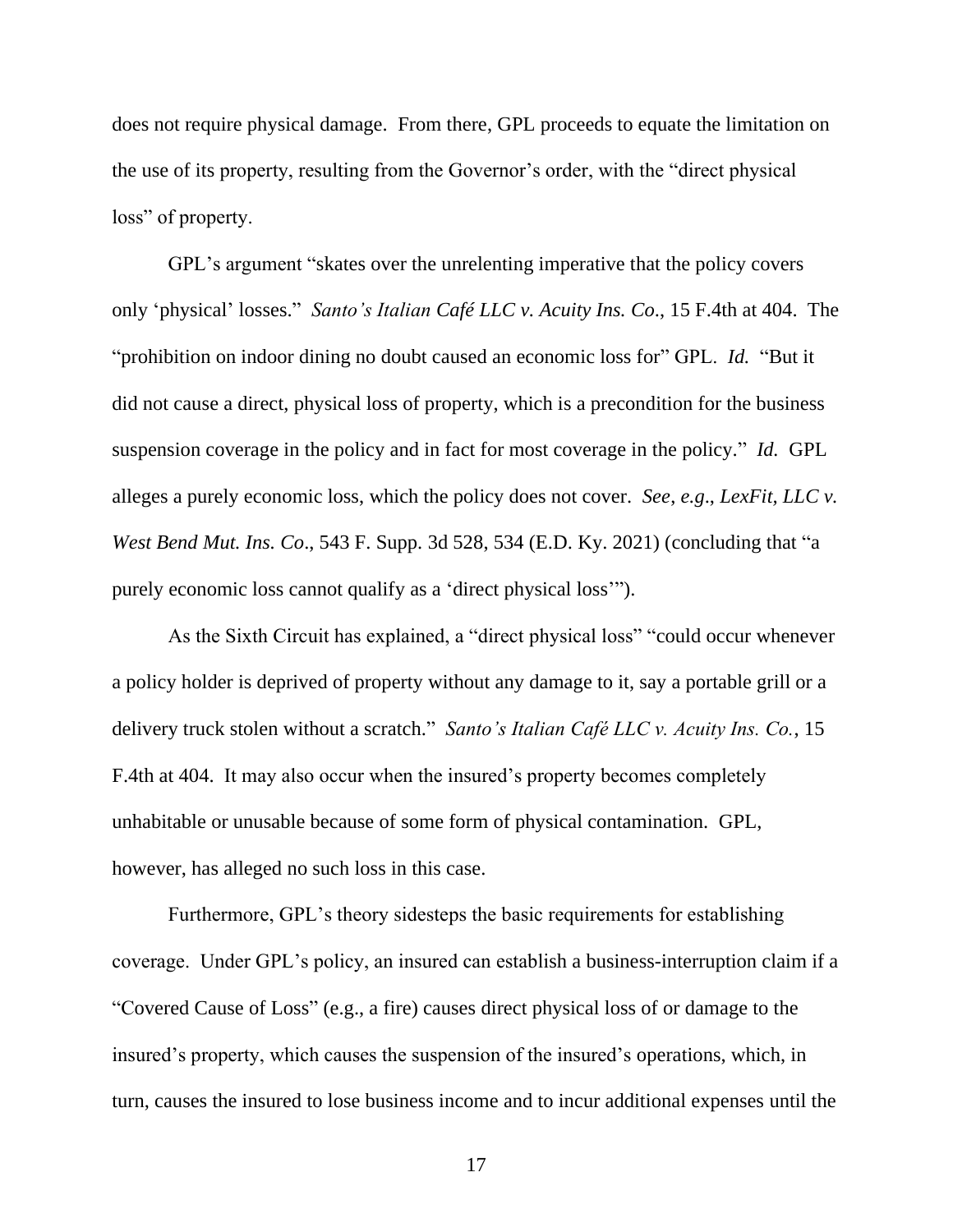does not require physical damage. From there, GPL proceeds to equate the limitation on the use of its property, resulting from the Governor's order, with the "direct physical loss" of property.

GPL's argument "skates over the unrelenting imperative that the policy covers only 'physical' losses." *Santo's Italian Café LLC v. Acuity Ins. Co*., 15 F.4th at 404. The "prohibition on indoor dining no doubt caused an economic loss for" GPL. *Id.* "But it did not cause a direct, physical loss of property, which is a precondition for the business suspension coverage in the policy and in fact for most coverage in the policy." *Id.* GPL alleges a purely economic loss, which the policy does not cover. *See, e.g.*, *LexFit, LLC v. West Bend Mut. Ins. Co*., 543 F. Supp. 3d 528, 534 (E.D. Ky. 2021) (concluding that "a purely economic loss cannot qualify as a 'direct physical loss'").

As the Sixth Circuit has explained, a "direct physical loss" "could occur whenever a policy holder is deprived of property without any damage to it, say a portable grill or a delivery truck stolen without a scratch." *Santo's Italian Café LLC v. Acuity Ins. Co.*, 15 F.4th at 404. It may also occur when the insured's property becomes completely unhabitable or unusable because of some form of physical contamination. GPL, however, has alleged no such loss in this case.

Furthermore, GPL's theory sidesteps the basic requirements for establishing coverage. Under GPL's policy, an insured can establish a business-interruption claim if a "Covered Cause of Loss" (e.g., a fire) causes direct physical loss of or damage to the insured's property, which causes the suspension of the insured's operations, which, in turn, causes the insured to lose business income and to incur additional expenses until the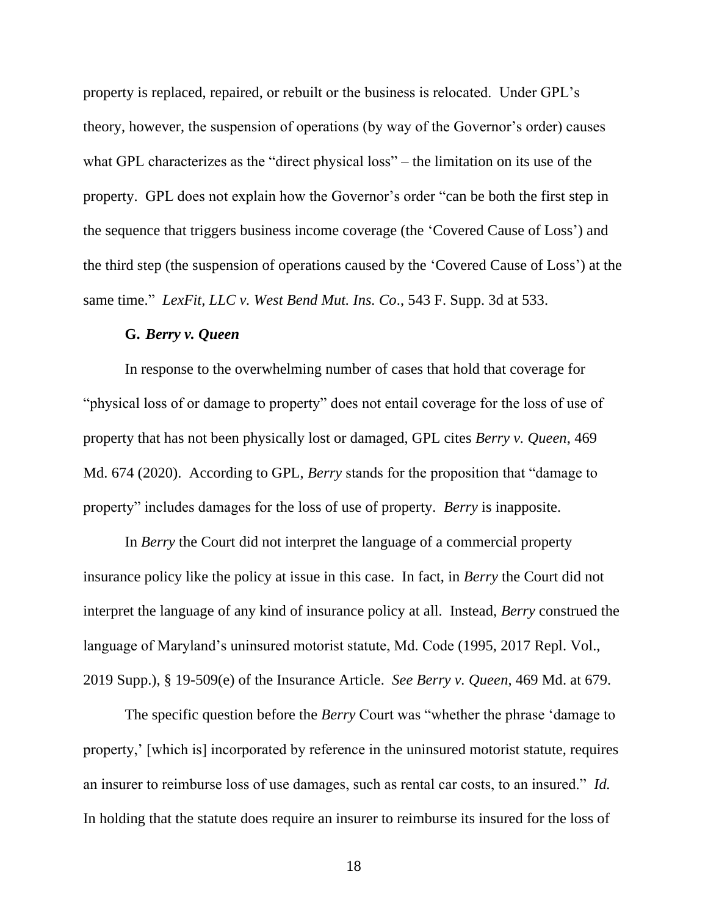property is replaced, repaired, or rebuilt or the business is relocated. Under GPL's theory, however, the suspension of operations (by way of the Governor's order) causes what GPL characterizes as the "direct physical loss" – the limitation on its use of the property. GPL does not explain how the Governor's order "can be both the first step in the sequence that triggers business income coverage (the 'Covered Cause of Loss') and the third step (the suspension of operations caused by the 'Covered Cause of Loss') at the same time." *LexFit, LLC v. West Bend Mut. Ins. Co*., 543 F. Supp. 3d at 533.

### G. *Berry v. Queen*

In response to the overwhelming number of cases that hold that coverage for "physical loss of or damage to property" does not entail coverage for the loss of use of property that has not been physically lost or damaged, GPL cites *Berry v. Queen*, 469 Md. 674 (2020). According to GPL, *Berry* stands for the proposition that "damage to property" includes damages for the loss of use of property. *Berry* is inapposite.

In *Berry* the Court did not interpret the language of a commercial property insurance policy like the policy at issue in this case. In fact, in *Berry* the Court did not interpret the language of any kind of insurance policy at all. Instead, *Berry* construed the language of Maryland's uninsured motorist statute, Md. Code (1995, 2017 Repl. Vol., 2019 Supp.), § 19-509(e) of the Insurance Article. *See Berry v. Queen*, 469 Md. at 679.

The specific question before the *Berry* Court was "whether the phrase 'damage to property,' [which is] incorporated by reference in the uninsured motorist statute, requires an insurer to reimburse loss of use damages, such as rental car costs, to an insured." *Id.* In holding that the statute does require an insurer to reimburse its insured for the loss of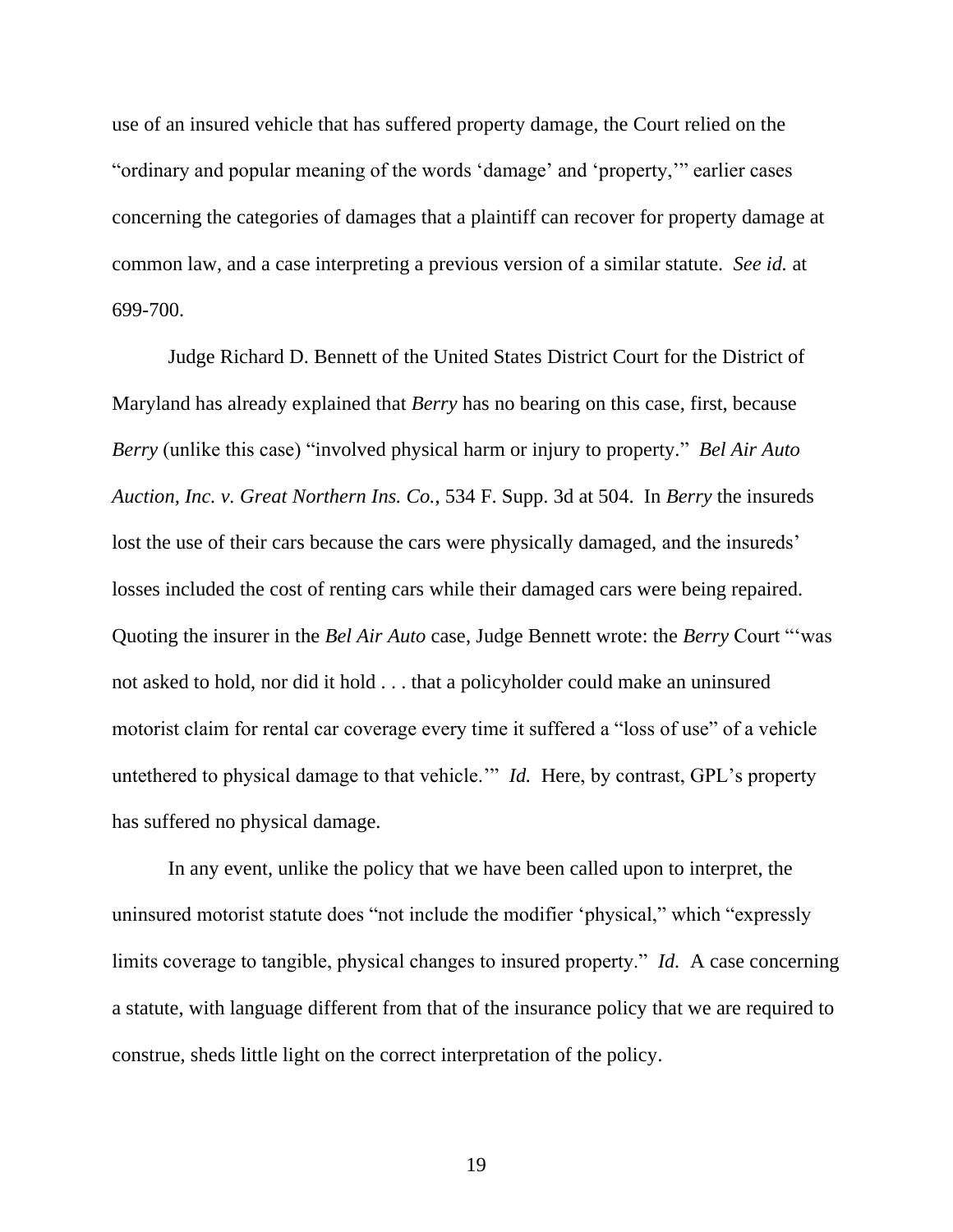use of an insured vehicle that has suffered property damage, the Court relied on the "ordinary and popular meaning of the words 'damage' and 'property,'" earlier cases concerning the categories of damages that a plaintiff can recover for property damage at common law, and a case interpreting a previous version of a similar statute. *See id.* at 699-700.

Judge Richard D. Bennett of the United States District Court for the District of Maryland has already explained that *Berry* has no bearing on this case, first, because *Berry* (unlike this case) "involved physical harm or injury to property." *Bel Air Auto Auction, Inc. v. Great Northern Ins. Co.*, 534 F. Supp. 3d at 504. In *Berry* the insureds lost the use of their cars because the cars were physically damaged, and the insureds' losses included the cost of renting cars while their damaged cars were being repaired. Quoting the insurer in the *Bel Air Auto* case, Judge Bennett wrote: the *Berry* Court "'was not asked to hold, nor did it hold . . . that a policyholder could make an uninsured motorist claim for rental car coverage every time it suffered a "loss of use" of a vehicle untethered to physical damage to that vehicle.'" *Id.* Here, by contrast, GPL's property has suffered no physical damage.

In any event, unlike the policy that we have been called upon to interpret, the uninsured motorist statute does "not include the modifier 'physical," which "expressly limits coverage to tangible, physical changes to insured property." *Id.* A case concerning a statute, with language different from that of the insurance policy that we are required to construe, sheds little light on the correct interpretation of the policy.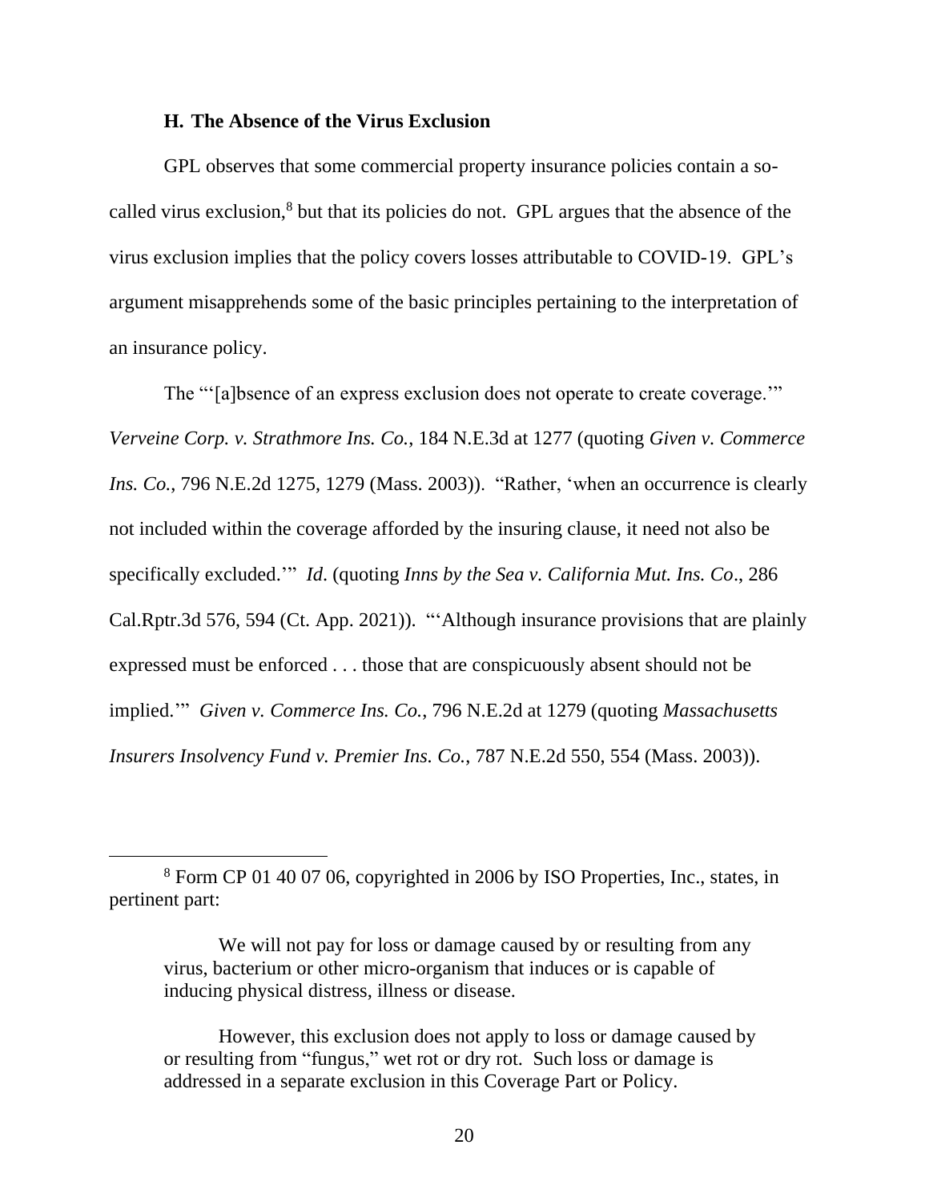### H. The Absence of the Virus Exclusion

GPL observes that some commercial property insurance policies contain a so-called virus exclusion,[8] but that its policies do not. GPL argues that the absence of the virus exclusion implies that the policy covers losses attributable to COVID-19. GPL's argument misapprehends some of the basic principles pertaining to the interpretation of an insurance policy.

The "'[a]bsence of an express exclusion does not operate to create coverage.'" *Verveine Corp. v. Strathmore Ins. Co.*, 184 N.E.3d at 1277 (quoting *Given v. Commerce Ins. Co.*, 796 N.E.2d 1275, 1279 (Mass. 2003)). "Rather, 'when an occurrence is clearly not included within the coverage afforded by the insuring clause, it need not also be specifically excluded.'" *Id*. (quoting *Inns by the Sea v. California Mut. Ins. Co*., 286 Cal.Rptr.3d 576, 594 (Ct. App. 2021)). "'Although insurance provisions that are plainly expressed must be enforced . . . those that are conspicuously absent should not be implied.'" *Given v. Commerce Ins. Co.*, 796 N.E.2d at 1279 (quoting *Massachusetts Insurers Insolvency Fund v. Premier Ins. Co.*, 787 N.E.2d 550, 554 (Mass. 2003)).

---

[8] Form CP 01 40 07 06, copyrighted in 2006 by ISO Properties, Inc., states, in pertinent part:

> We will not pay for loss or damage caused by or resulting from any virus, bacterium or other micro-organism that induces or is capable of inducing physical distress, illness or disease.
>
> However, this exclusion does not apply to loss or damage caused by or resulting from "fungus," wet rot or dry rot. Such loss or damage is addressed in a separate exclusion in this Coverage Part or Policy.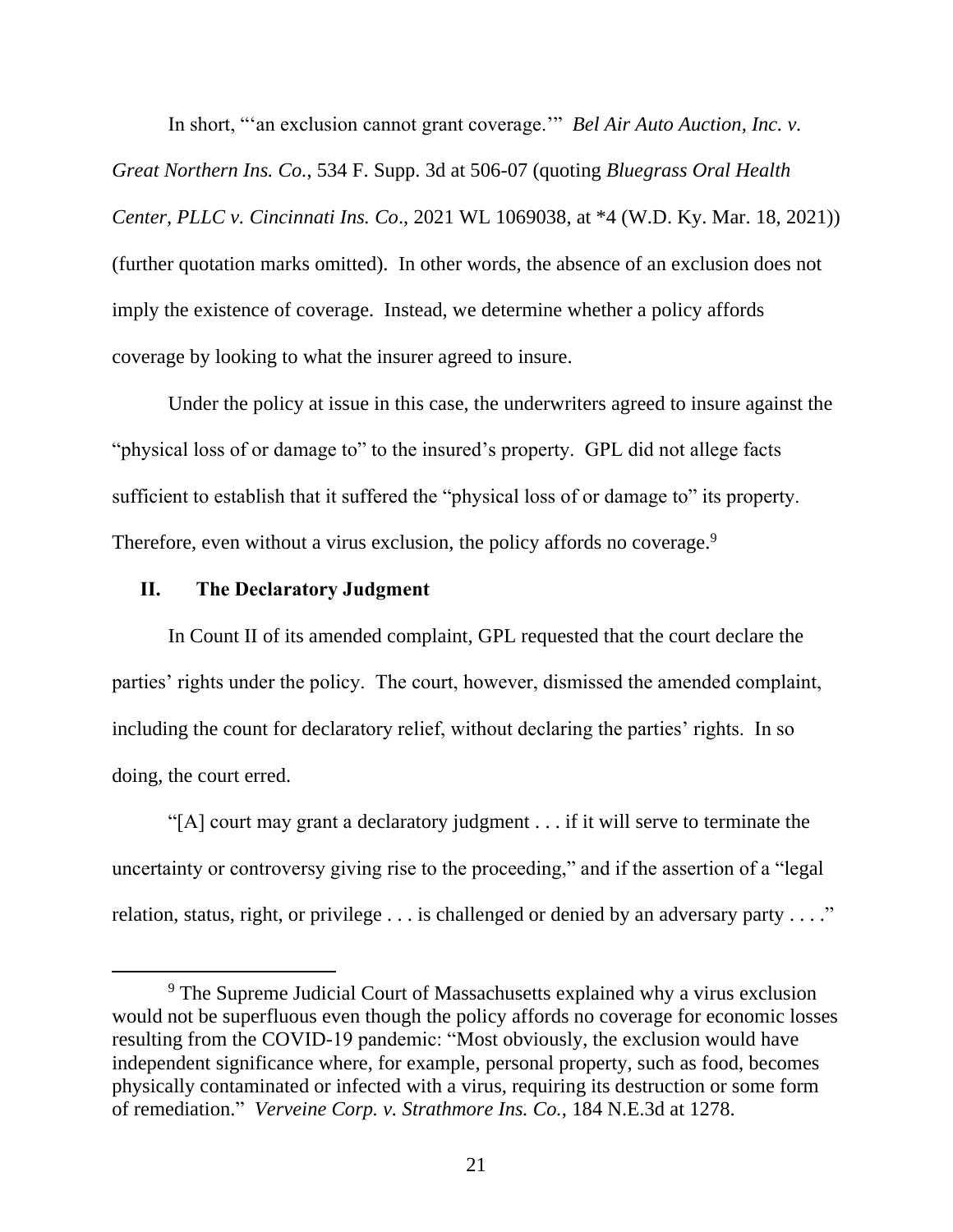In short, "'an exclusion cannot grant coverage.'" *Bel Air Auto Auction, Inc. v. Great Northern Ins. Co.*, 534 F. Supp. 3d at 506-07 (quoting *Bluegrass Oral Health Center, PLLC v. Cincinnati Ins. Co*., 2021 WL 1069038, at *4 (W.D. Ky. Mar. 18, 2021)) (further quotation marks omitted). In other words, the absence of an exclusion does not imply the existence of coverage. Instead, we determine whether a policy affords coverage by looking to what the insurer agreed to insure.

Under the policy at issue in this case, the underwriters agreed to insure against the "physical loss of or damage to" to the insured's property. GPL did not allege facts sufficient to establish that it suffered the "physical loss of or damage to" its property. Therefore, even without a virus exclusion, the policy affords no coverage.[9]

## II. The Declaratory Judgment

In Count II of its amended complaint, GPL requested that the court declare the parties' rights under the policy. The court, however, dismissed the amended complaint, including the count for declaratory relief, without declaring the parties' rights. In so doing, the court erred.

"[A] court may grant a declaratory judgment . . . if it will serve to terminate the uncertainty or controversy giving rise to the proceeding," and if the assertion of a "legal relation, status, right, or privilege . . . is challenged or denied by an adversary party . . . ."

[9] The Supreme Judicial Court of Massachusetts explained why a virus exclusion would not be superfluous even though the policy affords no coverage for economic losses resulting from the COVID-19 pandemic: "Most obviously, the exclusion would have independent significance where, for example, personal property, such as food, becomes physically contaminated or infected with a virus, requiring its destruction or some form of remediation." *Verveine Corp. v. Strathmore Ins. Co.*, 184 N.E.3d at 1278.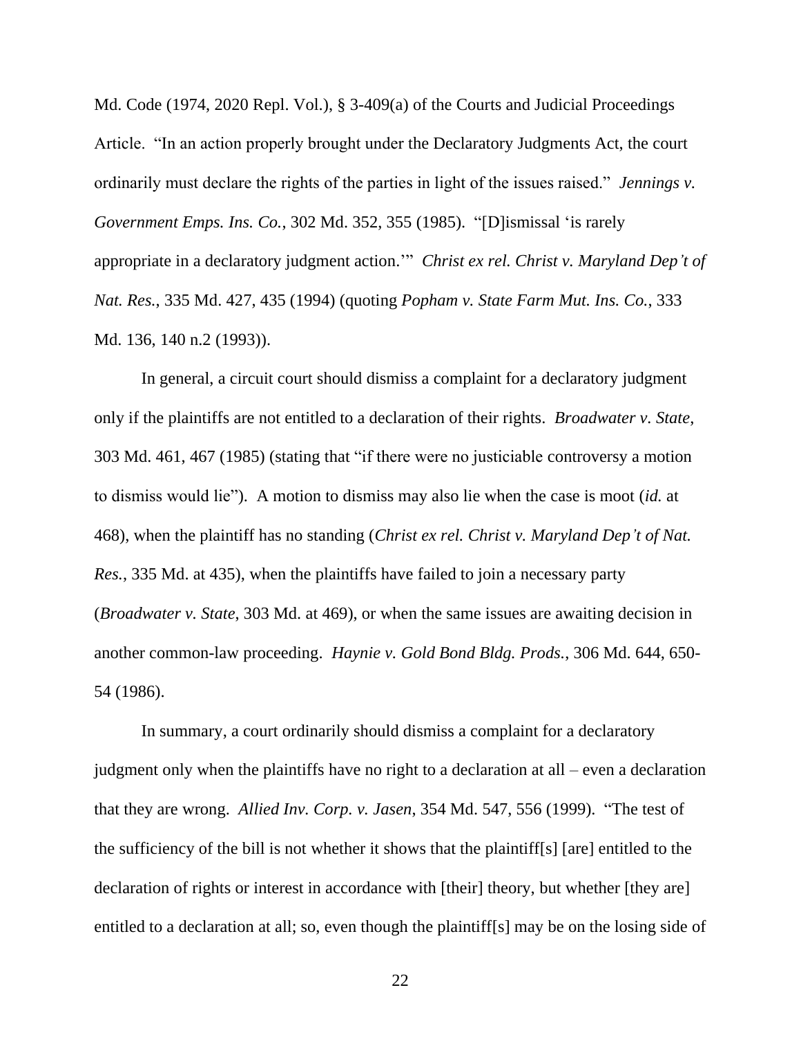Md. Code (1974, 2020 Repl. Vol.), § 3-409(a) of the Courts and Judicial Proceedings Article. "In an action properly brought under the Declaratory Judgments Act, the court ordinarily must declare the rights of the parties in light of the issues raised." *Jennings v. Government Emps. Ins. Co.*, 302 Md. 352, 355 (1985). "[D]ismissal 'is rarely appropriate in a declaratory judgment action.'" *Christ ex rel. Christ v. Maryland Dep't of Nat. Res.*, 335 Md. 427, 435 (1994) (quoting *Popham v. State Farm Mut. Ins. Co.*, 333 Md. 136, 140 n.2 (1993)).

In general, a circuit court should dismiss a complaint for a declaratory judgment only if the plaintiffs are not entitled to a declaration of their rights. *Broadwater v. State*, 303 Md. 461, 467 (1985) (stating that "if there were no justiciable controversy a motion to dismiss would lie"). A motion to dismiss may also lie when the case is moot (*id.* at 468), when the plaintiff has no standing (*Christ ex rel. Christ v. Maryland Dep't of Nat. Res.*, 335 Md. at 435), when the plaintiffs have failed to join a necessary party (*Broadwater v. State*, 303 Md. at 469), or when the same issues are awaiting decision in another common-law proceeding. *Haynie v. Gold Bond Bldg. Prods.*, 306 Md. 644, 650-54 (1986).

In summary, a court ordinarily should dismiss a complaint for a declaratory judgment only when the plaintiffs have no right to a declaration at all – even a declaration that they are wrong. *Allied Inv. Corp. v. Jasen*, 354 Md. 547, 556 (1999). "The test of the sufficiency of the bill is not whether it shows that the plaintiff[s] [are] entitled to the declaration of rights or interest in accordance with [their] theory, but whether [they are] entitled to a declaration at all; so, even though the plaintiff[s] may be on the losing side of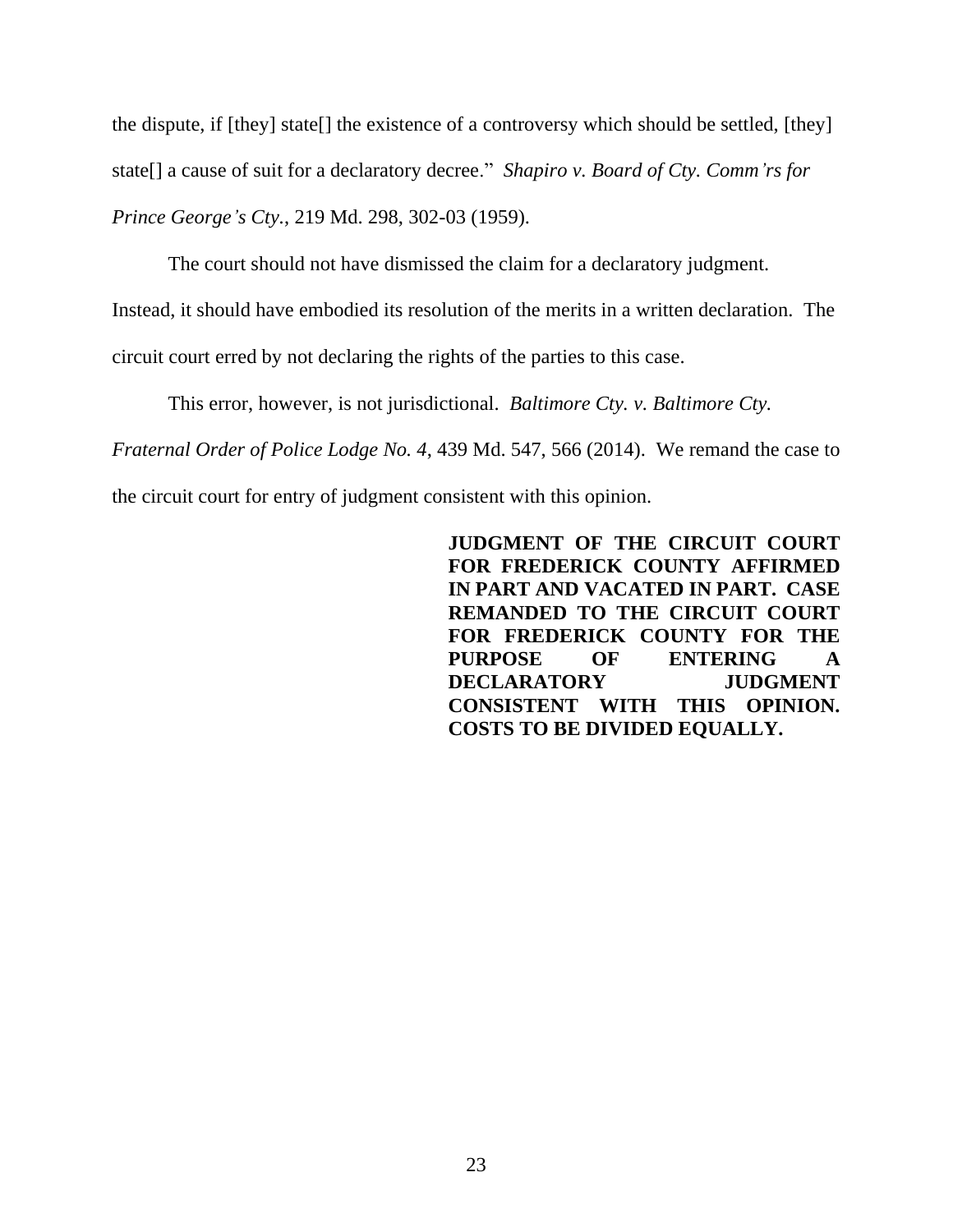the dispute, if [they] state[] the existence of a controversy which should be settled, [they] state[] a cause of suit for a declaratory decree." *Shapiro v. Board of Cty. Comm'rs for Prince George's Cty.*, 219 Md. 298, 302-03 (1959).

The court should not have dismissed the claim for a declaratory judgment. Instead, it should have embodied its resolution of the merits in a written declaration. The circuit court erred by not declaring the rights of the parties to this case.

This error, however, is not jurisdictional. *Baltimore Cty. v. Baltimore Cty. Fraternal Order of Police Lodge No. 4*, 439 Md. 547, 566 (2014). We remand the case to the circuit court for entry of judgment consistent with this opinion.

**JUDGMENT OF THE CIRCUIT COURT FOR FREDERICK COUNTY AFFIRMED IN PART AND VACATED IN PART. CASE REMANDED TO THE CIRCUIT COURT FOR FREDERICK COUNTY FOR THE PURPOSE OF ENTERING A DECLARATORY JUDGMENT CONSISTENT WITH THIS OPINION. COSTS TO BE DIVIDED EQUALLY.**